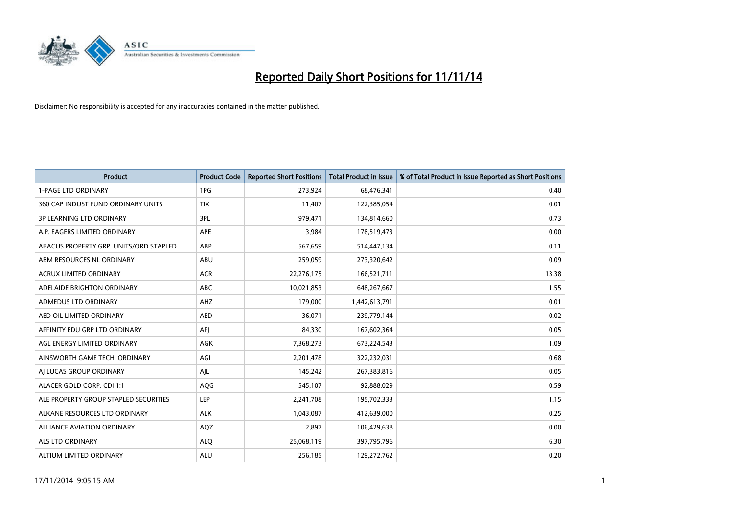# Reported Daily Short Positions for 11/11/14

Disclaimer: No responsibility is accepted for any inaccuracies contained in the matter published.

| Product | Product Code | Reported Short Positions | Total Product in Issue | % of Total Product in Issue Reported as Short Positions |
| --- | --- | --- | --- | --- |
| 1-PAGE LTD ORDINARY | 1PG | 273,924 | 68,476,341 | 0.40 |
| 360 CAP INDUST FUND ORDINARY UNITS | TIX | 11,407 | 122,385,054 | 0.01 |
| 3P LEARNING LTD ORDINARY | 3PL | 979,471 | 134,814,660 | 0.73 |
| A.P. EAGERS LIMITED ORDINARY | APE | 3,984 | 178,519,473 | 0.00 |
| ABACUS PROPERTY GRP. UNITS/ORD STAPLED | ABP | 567,659 | 514,447,134 | 0.11 |
| ABM RESOURCES NL ORDINARY | ABU | 259,059 | 273,320,642 | 0.09 |
| ACRUX LIMITED ORDINARY | ACR | 22,276,175 | 166,521,711 | 13.38 |
| ADELAIDE BRIGHTON ORDINARY | ABC | 10,021,853 | 648,267,667 | 1.55 |
| ADMEDUS LTD ORDINARY | AHZ | 179,000 | 1,442,613,791 | 0.01 |
| AED OIL LIMITED ORDINARY | AED | 36,071 | 239,779,144 | 0.02 |
| AFFINITY EDU GRP LTD ORDINARY | AFJ | 84,330 | 167,602,364 | 0.05 |
| AGL ENERGY LIMITED ORDINARY | AGK | 7,368,273 | 673,224,543 | 1.09 |
| AINSWORTH GAME TECH. ORDINARY | AGI | 2,201,478 | 322,232,031 | 0.68 |
| AJ LUCAS GROUP ORDINARY | AJL | 145,242 | 267,383,816 | 0.05 |
| ALACER GOLD CORP. CDI 1:1 | AQG | 545,107 | 92,888,029 | 0.59 |
| ALE PROPERTY GROUP STAPLED SECURITIES | LEP | 2,241,708 | 195,702,333 | 1.15 |
| ALKANE RESOURCES LTD ORDINARY | ALK | 1,043,087 | 412,639,000 | 0.25 |
| ALLIANCE AVIATION ORDINARY | AQZ | 2,897 | 106,429,638 | 0.00 |
| ALS LTD ORDINARY | ALQ | 25,068,119 | 397,795,796 | 6.30 |
| ALTIUM LIMITED ORDINARY | ALU | 256,185 | 129,272,762 | 0.20 |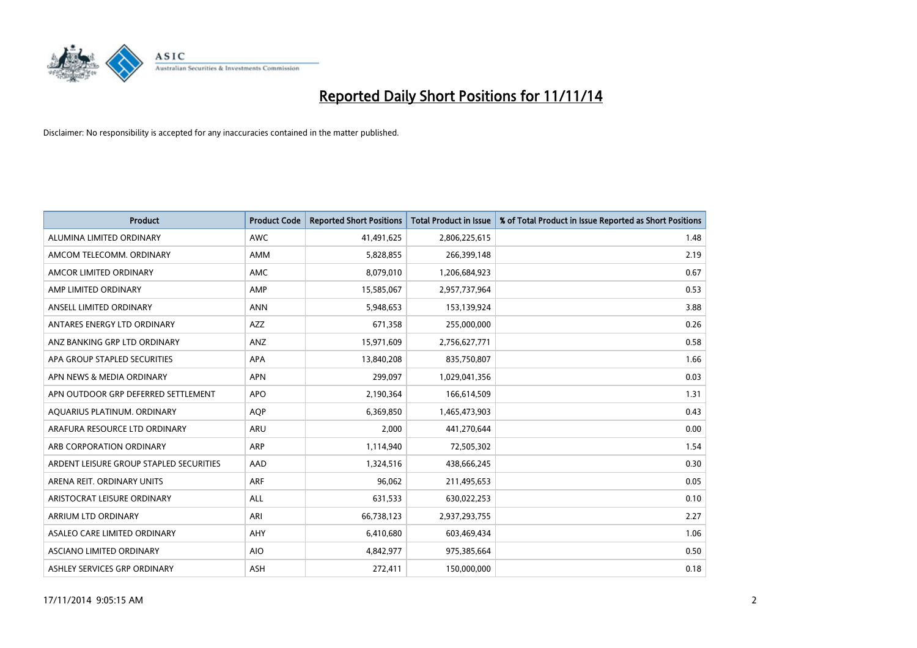# Reported Daily Short Positions for 11/11/14

Disclaimer: No responsibility is accepted for any inaccuracies contained in the matter published.

| Product | Product Code | Reported Short Positions | Total Product in Issue | % of Total Product in Issue Reported as Short Positions |
|---|---|---|---|---|
| ALUMINA LIMITED ORDINARY | AWC | 41,491,625 | 2,806,225,615 | 1.48 |
| AMCOM TELECOMM. ORDINARY | AMM | 5,828,855 | 266,399,148 | 2.19 |
| AMCOR LIMITED ORDINARY | AMC | 8,079,010 | 1,206,684,923 | 0.67 |
| AMP LIMITED ORDINARY | AMP | 15,585,067 | 2,957,737,964 | 0.53 |
| ANSELL LIMITED ORDINARY | ANN | 5,948,653 | 153,139,924 | 3.88 |
| ANTARES ENERGY LTD ORDINARY | AZZ | 671,358 | 255,000,000 | 0.26 |
| ANZ BANKING GRP LTD ORDINARY | ANZ | 15,971,609 | 2,756,627,771 | 0.58 |
| APA GROUP STAPLED SECURITIES | APA | 13,840,208 | 835,750,807 | 1.66 |
| APN NEWS & MEDIA ORDINARY | APN | 299,097 | 1,029,041,356 | 0.03 |
| APN OUTDOOR GRP DEFERRED SETTLEMENT | APO | 2,190,364 | 166,614,509 | 1.31 |
| AQUARIUS PLATINUM. ORDINARY | AQP | 6,369,850 | 1,465,473,903 | 0.43 |
| ARAFURA RESOURCE LTD ORDINARY | ARU | 2,000 | 441,270,644 | 0.00 |
| ARB CORPORATION ORDINARY | ARP | 1,114,940 | 72,505,302 | 1.54 |
| ARDENT LEISURE GROUP STAPLED SECURITIES | AAD | 1,324,516 | 438,666,245 | 0.30 |
| ARENA REIT. ORDINARY UNITS | ARF | 96,062 | 211,495,653 | 0.05 |
| ARISTOCRAT LEISURE ORDINARY | ALL | 631,533 | 630,022,253 | 0.10 |
| ARRIUM LTD ORDINARY | ARI | 66,738,123 | 2,937,293,755 | 2.27 |
| ASALEO CARE LIMITED ORDINARY | AHY | 6,410,680 | 603,469,434 | 1.06 |
| ASCIANO LIMITED ORDINARY | AIO | 4,842,977 | 975,385,664 | 0.50 |
| ASHLEY SERVICES GRP ORDINARY | ASH | 272,411 | 150,000,000 | 0.18 |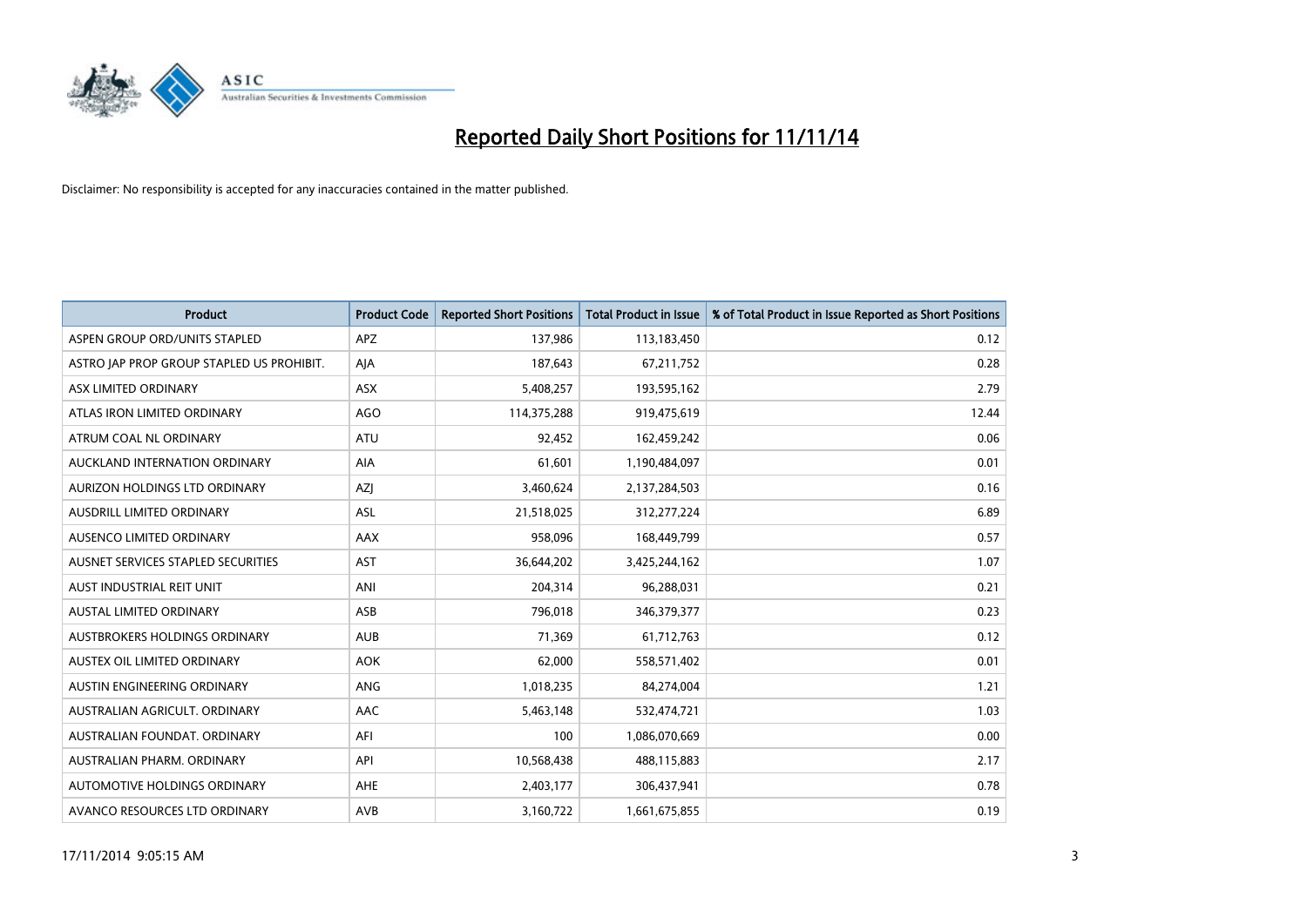# Reported Daily Short Positions for 11/11/14

Disclaimer: No responsibility is accepted for any inaccuracies contained in the matter published.

| Product | Product Code | Reported Short Positions | Total Product in Issue | % of Total Product in Issue Reported as Short Positions |
|---|---|---|---|---|
| ASPEN GROUP ORD/UNITS STAPLED | APZ | 137,986 | 113,183,450 | 0.12 |
| ASTRO JAP PROP GROUP STAPLED US PROHIBIT. | AJA | 187,643 | 67,211,752 | 0.28 |
| ASX LIMITED ORDINARY | ASX | 5,408,257 | 193,595,162 | 2.79 |
| ATLAS IRON LIMITED ORDINARY | AGO | 114,375,288 | 919,475,619 | 12.44 |
| ATRUM COAL NL ORDINARY | ATU | 92,452 | 162,459,242 | 0.06 |
| AUCKLAND INTERNATION ORDINARY | AIA | 61,601 | 1,190,484,097 | 0.01 |
| AURIZON HOLDINGS LTD ORDINARY | AZJ | 3,460,624 | 2,137,284,503 | 0.16 |
| AUSDRILL LIMITED ORDINARY | ASL | 21,518,025 | 312,277,224 | 6.89 |
| AUSENCO LIMITED ORDINARY | AAX | 958,096 | 168,449,799 | 0.57 |
| AUSNET SERVICES STAPLED SECURITIES | AST | 36,644,202 | 3,425,244,162 | 1.07 |
| AUST INDUSTRIAL REIT UNIT | ANI | 204,314 | 96,288,031 | 0.21 |
| AUSTAL LIMITED ORDINARY | ASB | 796,018 | 346,379,377 | 0.23 |
| AUSTBROKERS HOLDINGS ORDINARY | AUB | 71,369 | 61,712,763 | 0.12 |
| AUSTEX OIL LIMITED ORDINARY | AOK | 62,000 | 558,571,402 | 0.01 |
| AUSTIN ENGINEERING ORDINARY | ANG | 1,018,235 | 84,274,004 | 1.21 |
| AUSTRALIAN AGRICULT. ORDINARY | AAC | 5,463,148 | 532,474,721 | 1.03 |
| AUSTRALIAN FOUNDAT. ORDINARY | AFI | 100 | 1,086,070,669 | 0.00 |
| AUSTRALIAN PHARM. ORDINARY | API | 10,568,438 | 488,115,883 | 2.17 |
| AUTOMOTIVE HOLDINGS ORDINARY | AHE | 2,403,177 | 306,437,941 | 0.78 |
| AVANCO RESOURCES LTD ORDINARY | AVB | 3,160,722 | 1,661,675,855 | 0.19 |

17/11/2014 9:05:15 AM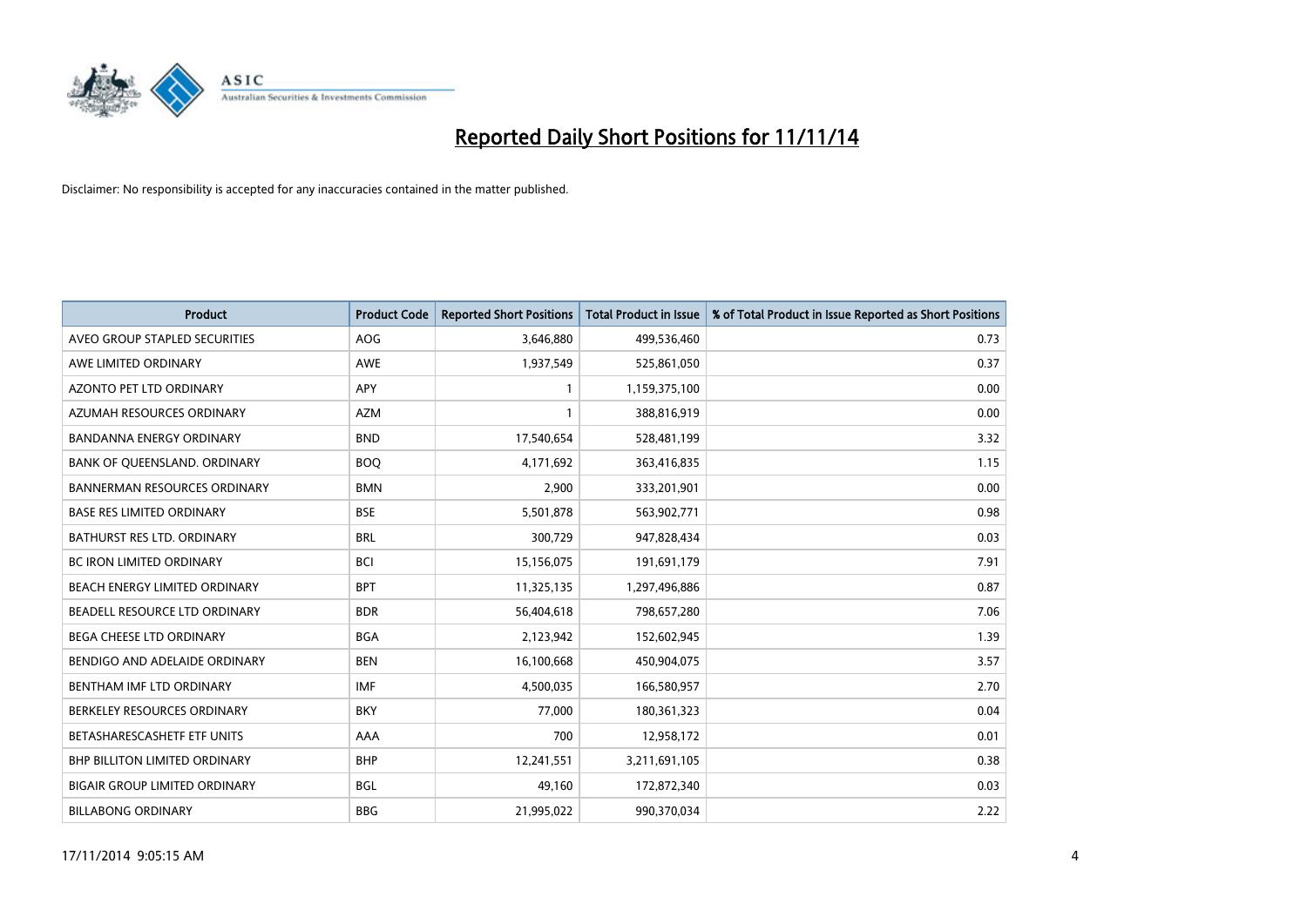# Reported Daily Short Positions for 11/11/14

Disclaimer: No responsibility is accepted for any inaccuracies contained in the matter published.

| Product | Product Code | Reported Short Positions | Total Product in Issue | % of Total Product in Issue Reported as Short Positions |
|---|---|---|---|---|
| AVEO GROUP STAPLED SECURITIES | AOG | 3,646,880 | 499,536,460 | 0.73 |
| AWE LIMITED ORDINARY | AWE | 1,937,549 | 525,861,050 | 0.37 |
| AZONTO PET LTD ORDINARY | APY | 1 | 1,159,375,100 | 0.00 |
| AZUMAH RESOURCES ORDINARY | AZM | 1 | 388,816,919 | 0.00 |
| BANDANNA ENERGY ORDINARY | BND | 17,540,654 | 528,481,199 | 3.32 |
| BANK OF QUEENSLAND. ORDINARY | BOQ | 4,171,692 | 363,416,835 | 1.15 |
| BANNERMAN RESOURCES ORDINARY | BMN | 2,900 | 333,201,901 | 0.00 |
| BASE RES LIMITED ORDINARY | BSE | 5,501,878 | 563,902,771 | 0.98 |
| BATHURST RES LTD. ORDINARY | BRL | 300,729 | 947,828,434 | 0.03 |
| BC IRON LIMITED ORDINARY | BCI | 15,156,075 | 191,691,179 | 7.91 |
| BEACH ENERGY LIMITED ORDINARY | BPT | 11,325,135 | 1,297,496,886 | 0.87 |
| BEADELL RESOURCE LTD ORDINARY | BDR | 56,404,618 | 798,657,280 | 7.06 |
| BEGA CHEESE LTD ORDINARY | BGA | 2,123,942 | 152,602,945 | 1.39 |
| BENDIGO AND ADELAIDE ORDINARY | BEN | 16,100,668 | 450,904,075 | 3.57 |
| BENTHAM IMF LTD ORDINARY | IMF | 4,500,035 | 166,580,957 | 2.70 |
| BERKELEY RESOURCES ORDINARY | BKY | 77,000 | 180,361,323 | 0.04 |
| BETASHARESCASHETF ETF UNITS | AAA | 700 | 12,958,172 | 0.01 |
| BHP BILLITON LIMITED ORDINARY | BHP | 12,241,551 | 3,211,691,105 | 0.38 |
| BIGAIR GROUP LIMITED ORDINARY | BGL | 49,160 | 172,872,340 | 0.03 |
| BILLABONG ORDINARY | BBG | 21,995,022 | 990,370,034 | 2.22 |

17/11/2014 9:05:15 AM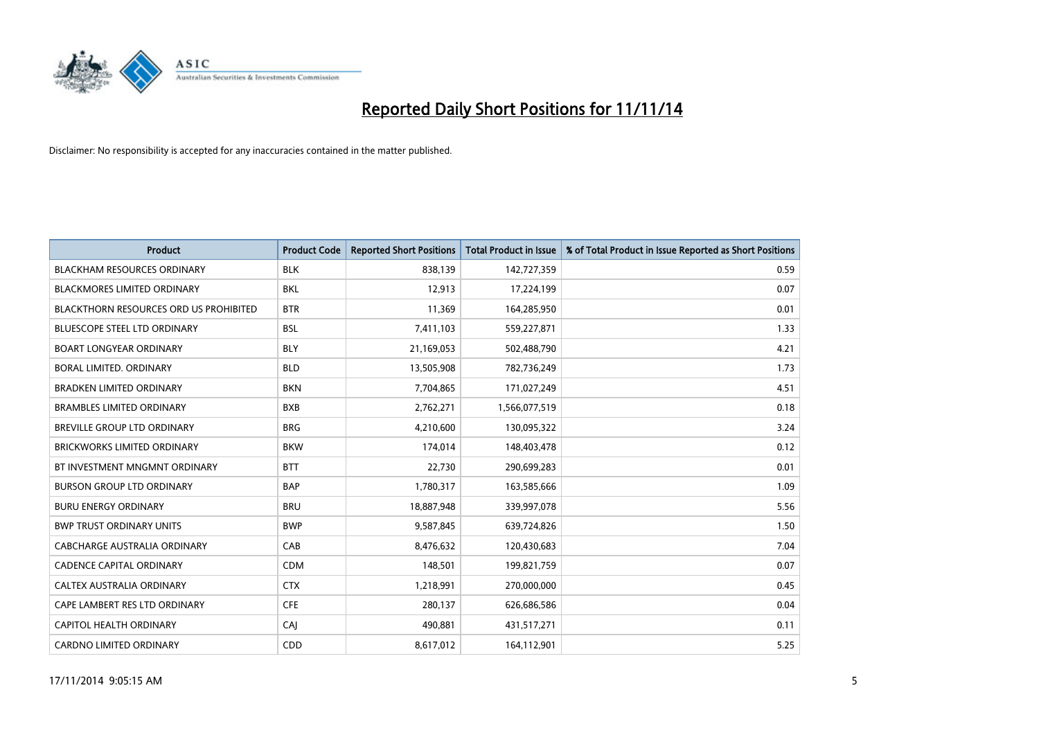# Reported Daily Short Positions for 11/11/14

Disclaimer: No responsibility is accepted for any inaccuracies contained in the matter published.

| Product | Product Code | Reported Short Positions | Total Product in Issue | % of Total Product in Issue Reported as Short Positions |
|---|---|---|---|---|
| BLACKHAM RESOURCES ORDINARY | BLK | 838,139 | 142,727,359 | 0.59 |
| BLACKMORES LIMITED ORDINARY | BKL | 12,913 | 17,224,199 | 0.07 |
| BLACKTHORN RESOURCES ORD US PROHIBITED | BTR | 11,369 | 164,285,950 | 0.01 |
| BLUESCOPE STEEL LTD ORDINARY | BSL | 7,411,103 | 559,227,871 | 1.33 |
| BOART LONGYEAR ORDINARY | BLY | 21,169,053 | 502,488,790 | 4.21 |
| BORAL LIMITED. ORDINARY | BLD | 13,505,908 | 782,736,249 | 1.73 |
| BRADKEN LIMITED ORDINARY | BKN | 7,704,865 | 171,027,249 | 4.51 |
| BRAMBLES LIMITED ORDINARY | BXB | 2,762,271 | 1,566,077,519 | 0.18 |
| BREVILLE GROUP LTD ORDINARY | BRG | 4,210,600 | 130,095,322 | 3.24 |
| BRICKWORKS LIMITED ORDINARY | BKW | 174,014 | 148,403,478 | 0.12 |
| BT INVESTMENT MNGMNT ORDINARY | BTT | 22,730 | 290,699,283 | 0.01 |
| BURSON GROUP LTD ORDINARY | BAP | 1,780,317 | 163,585,666 | 1.09 |
| BURU ENERGY ORDINARY | BRU | 18,887,948 | 339,997,078 | 5.56 |
| BWP TRUST ORDINARY UNITS | BWP | 9,587,845 | 639,724,826 | 1.50 |
| CABCHARGE AUSTRALIA ORDINARY | CAB | 8,476,632 | 120,430,683 | 7.04 |
| CADENCE CAPITAL ORDINARY | CDM | 148,501 | 199,821,759 | 0.07 |
| CALTEX AUSTRALIA ORDINARY | CTX | 1,218,991 | 270,000,000 | 0.45 |
| CAPE LAMBERT RES LTD ORDINARY | CFE | 280,137 | 626,686,586 | 0.04 |
| CAPITOL HEALTH ORDINARY | CAJ | 490,881 | 431,517,271 | 0.11 |
| CARDNO LIMITED ORDINARY | CDD | 8,617,012 | 164,112,901 | 5.25 |

17/11/2014 9:05:15 AM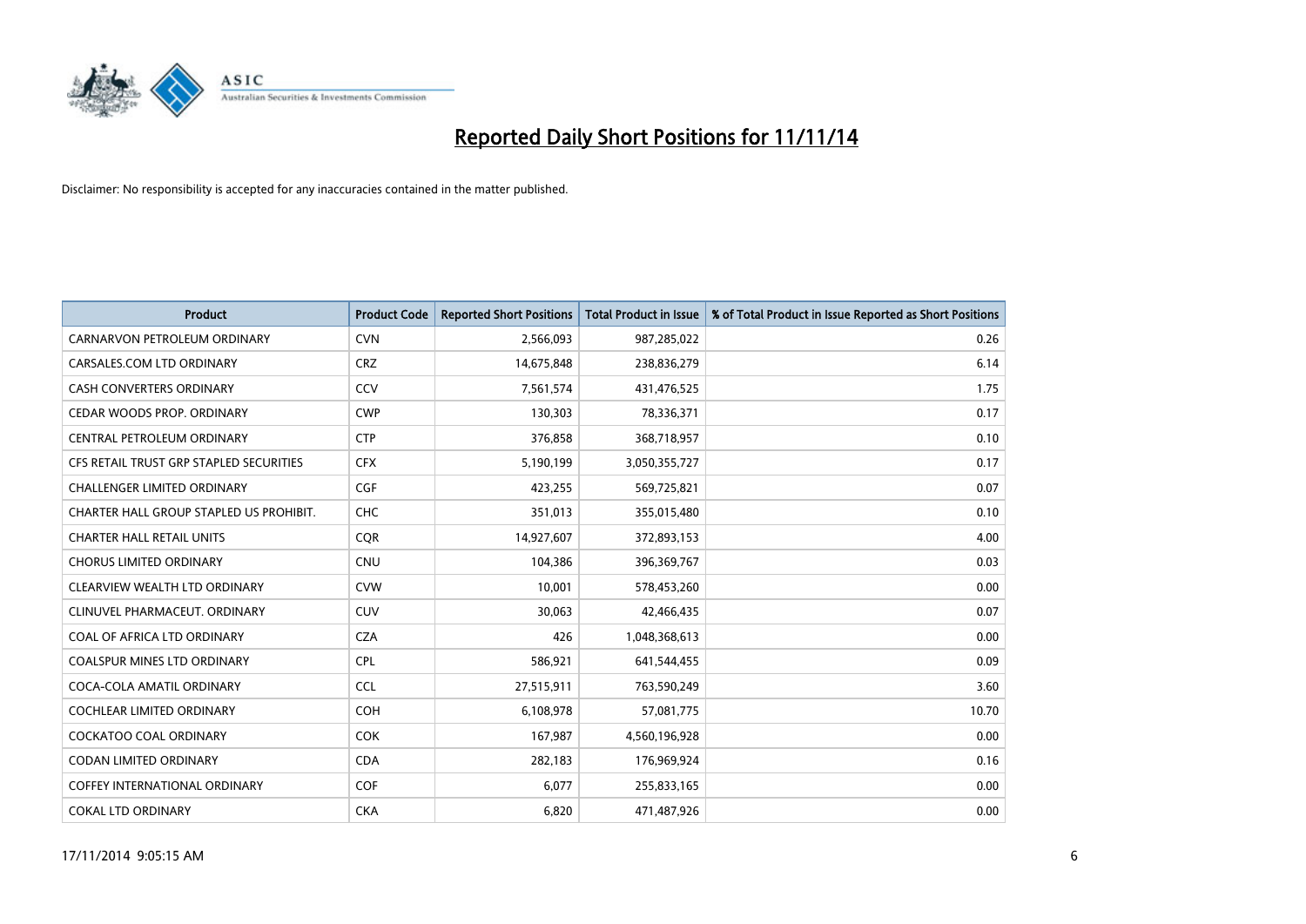# Reported Daily Short Positions for 11/11/14

Disclaimer: No responsibility is accepted for any inaccuracies contained in the matter published.

| Product | Product Code | Reported Short Positions | Total Product in Issue | % of Total Product in Issue Reported as Short Positions |
|---|---|---|---|---|
| CARNARVON PETROLEUM ORDINARY | CVN | 2,566,093 | 987,285,022 | 0.26 |
| CARSALES.COM LTD ORDINARY | CRZ | 14,675,848 | 238,836,279 | 6.14 |
| CASH CONVERTERS ORDINARY | CCV | 7,561,574 | 431,476,525 | 1.75 |
| CEDAR WOODS PROP. ORDINARY | CWP | 130,303 | 78,336,371 | 0.17 |
| CENTRAL PETROLEUM ORDINARY | CTP | 376,858 | 368,718,957 | 0.10 |
| CFS RETAIL TRUST GRP STAPLED SECURITIES | CFX | 5,190,199 | 3,050,355,727 | 0.17 |
| CHALLENGER LIMITED ORDINARY | CGF | 423,255 | 569,725,821 | 0.07 |
| CHARTER HALL GROUP STAPLED US PROHIBIT. | CHC | 351,013 | 355,015,480 | 0.10 |
| CHARTER HALL RETAIL UNITS | CQR | 14,927,607 | 372,893,153 | 4.00 |
| CHORUS LIMITED ORDINARY | CNU | 104,386 | 396,369,767 | 0.03 |
| CLEARVIEW WEALTH LTD ORDINARY | CVW | 10,001 | 578,453,260 | 0.00 |
| CLINUVEL PHARMACEUT. ORDINARY | CUV | 30,063 | 42,466,435 | 0.07 |
| COAL OF AFRICA LTD ORDINARY | CZA | 426 | 1,048,368,613 | 0.00 |
| COALSPUR MINES LTD ORDINARY | CPL | 586,921 | 641,544,455 | 0.09 |
| COCA-COLA AMATIL ORDINARY | CCL | 27,515,911 | 763,590,249 | 3.60 |
| COCHLEAR LIMITED ORDINARY | COH | 6,108,978 | 57,081,775 | 10.70 |
| COCKATOO COAL ORDINARY | COK | 167,987 | 4,560,196,928 | 0.00 |
| CODAN LIMITED ORDINARY | CDA | 282,183 | 176,969,924 | 0.16 |
| COFFEY INTERNATIONAL ORDINARY | COF | 6,077 | 255,833,165 | 0.00 |
| COKAL LTD ORDINARY | CKA | 6,820 | 471,487,926 | 0.00 |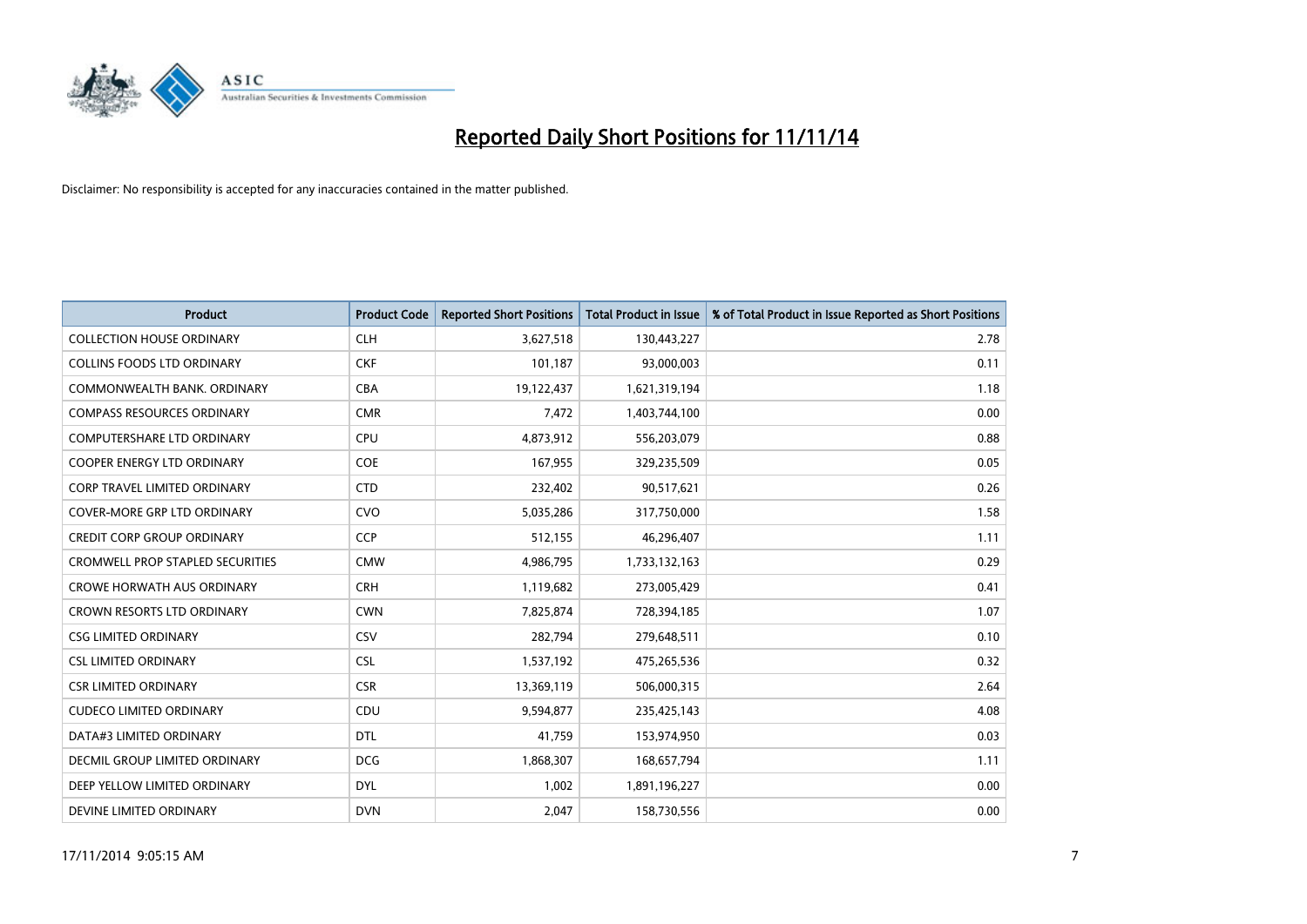# Reported Daily Short Positions for 11/11/14

Disclaimer: No responsibility is accepted for any inaccuracies contained in the matter published.

| Product | Product Code | Reported Short Positions | Total Product in Issue | % of Total Product in Issue Reported as Short Positions |
| --- | --- | --- | --- | --- |
| COLLECTION HOUSE ORDINARY | CLH | 3,627,518 | 130,443,227 | 2.78 |
| COLLINS FOODS LTD ORDINARY | CKF | 101,187 | 93,000,003 | 0.11 |
| COMMONWEALTH BANK. ORDINARY | CBA | 19,122,437 | 1,621,319,194 | 1.18 |
| COMPASS RESOURCES ORDINARY | CMR | 7,472 | 1,403,744,100 | 0.00 |
| COMPUTERSHARE LTD ORDINARY | CPU | 4,873,912 | 556,203,079 | 0.88 |
| COOPER ENERGY LTD ORDINARY | COE | 167,955 | 329,235,509 | 0.05 |
| CORP TRAVEL LIMITED ORDINARY | CTD | 232,402 | 90,517,621 | 0.26 |
| COVER-MORE GRP LTD ORDINARY | CVO | 5,035,286 | 317,750,000 | 1.58 |
| CREDIT CORP GROUP ORDINARY | CCP | 512,155 | 46,296,407 | 1.11 |
| CROMWELL PROP STAPLED SECURITIES | CMW | 4,986,795 | 1,733,132,163 | 0.29 |
| CROWE HORWATH AUS ORDINARY | CRH | 1,119,682 | 273,005,429 | 0.41 |
| CROWN RESORTS LTD ORDINARY | CWN | 7,825,874 | 728,394,185 | 1.07 |
| CSG LIMITED ORDINARY | CSV | 282,794 | 279,648,511 | 0.10 |
| CSL LIMITED ORDINARY | CSL | 1,537,192 | 475,265,536 | 0.32 |
| CSR LIMITED ORDINARY | CSR | 13,369,119 | 506,000,315 | 2.64 |
| CUDECO LIMITED ORDINARY | CDU | 9,594,877 | 235,425,143 | 4.08 |
| DATA#3 LIMITED ORDINARY | DTL | 41,759 | 153,974,950 | 0.03 |
| DECMIL GROUP LIMITED ORDINARY | DCG | 1,868,307 | 168,657,794 | 1.11 |
| DEEP YELLOW LIMITED ORDINARY | DYL | 1,002 | 1,891,196,227 | 0.00 |
| DEVINE LIMITED ORDINARY | DVN | 2,047 | 158,730,556 | 0.00 |

17/11/2014 9:05:15 AM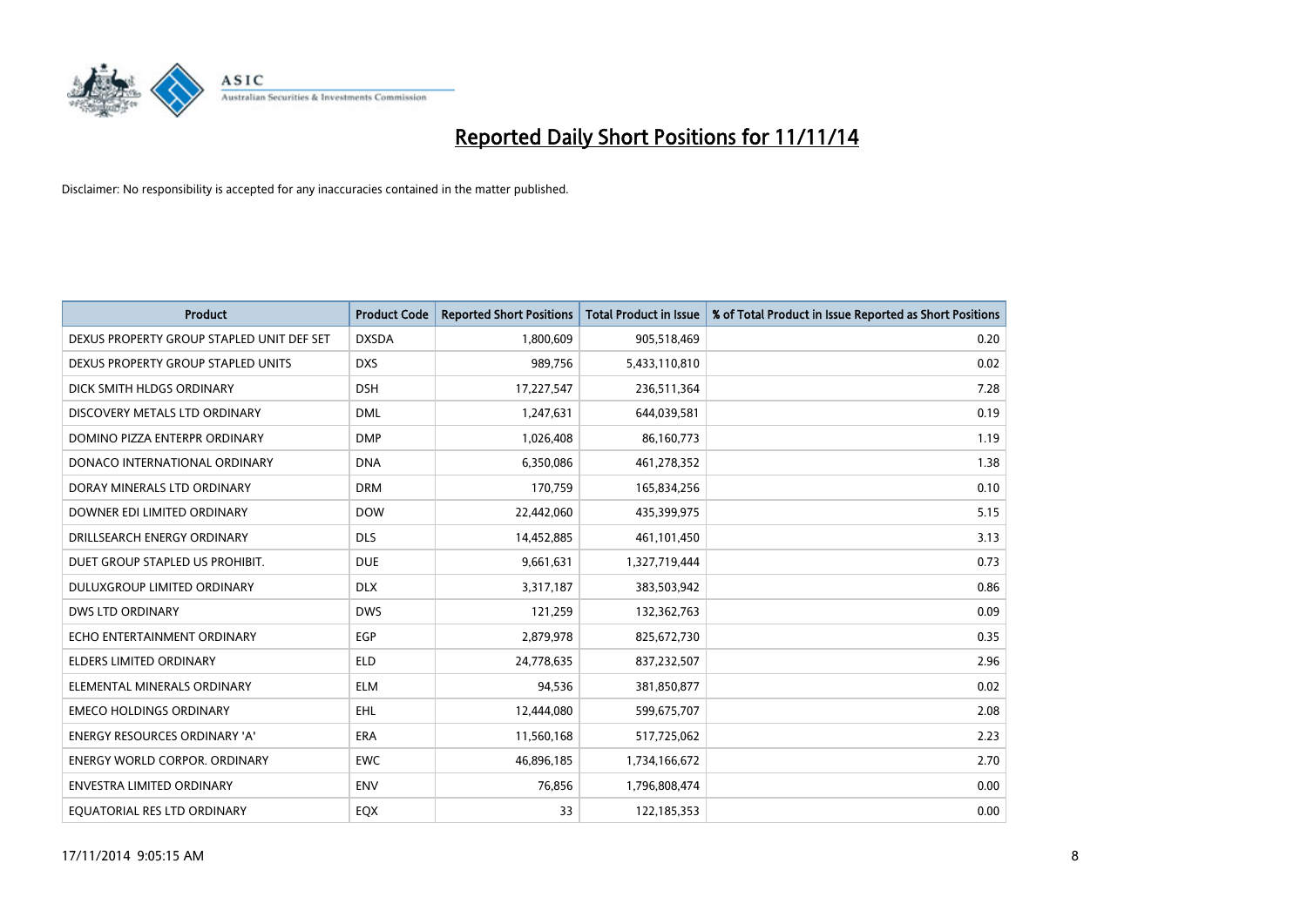# Reported Daily Short Positions for 11/11/14

Disclaimer: No responsibility is accepted for any inaccuracies contained in the matter published.

| Product | Product Code | Reported Short Positions | Total Product in Issue | % of Total Product in Issue Reported as Short Positions |
|---|---|---|---|---|
| DEXUS PROPERTY GROUP STAPLED UNIT DEF SET | DXSDA | 1,800,609 | 905,518,469 | 0.20 |
| DEXUS PROPERTY GROUP STAPLED UNITS | DXS | 989,756 | 5,433,110,810 | 0.02 |
| DICK SMITH HLDGS ORDINARY | DSH | 17,227,547 | 236,511,364 | 7.28 |
| DISCOVERY METALS LTD ORDINARY | DML | 1,247,631 | 644,039,581 | 0.19 |
| DOMINO PIZZA ENTERPR ORDINARY | DMP | 1,026,408 | 86,160,773 | 1.19 |
| DONACO INTERNATIONAL ORDINARY | DNA | 6,350,086 | 461,278,352 | 1.38 |
| DORAY MINERALS LTD ORDINARY | DRM | 170,759 | 165,834,256 | 0.10 |
| DOWNER EDI LIMITED ORDINARY | DOW | 22,442,060 | 435,399,975 | 5.15 |
| DRILLSEARCH ENERGY ORDINARY | DLS | 14,452,885 | 461,101,450 | 3.13 |
| DUET GROUP STAPLED US PROHIBIT. | DUE | 9,661,631 | 1,327,719,444 | 0.73 |
| DULUXGROUP LIMITED ORDINARY | DLX | 3,317,187 | 383,503,942 | 0.86 |
| DWS LTD ORDINARY | DWS | 121,259 | 132,362,763 | 0.09 |
| ECHO ENTERTAINMENT ORDINARY | EGP | 2,879,978 | 825,672,730 | 0.35 |
| ELDERS LIMITED ORDINARY | ELD | 24,778,635 | 837,232,507 | 2.96 |
| ELEMENTAL MINERALS ORDINARY | ELM | 94,536 | 381,850,877 | 0.02 |
| EMECO HOLDINGS ORDINARY | EHL | 12,444,080 | 599,675,707 | 2.08 |
| ENERGY RESOURCES ORDINARY 'A' | ERA | 11,560,168 | 517,725,062 | 2.23 |
| ENERGY WORLD CORPOR. ORDINARY | EWC | 46,896,185 | 1,734,166,672 | 2.70 |
| ENVESTRA LIMITED ORDINARY | ENV | 76,856 | 1,796,808,474 | 0.00 |
| EQUATORIAL RES LTD ORDINARY | EQX | 33 | 122,185,353 | 0.00 |

17/11/2014 9:05:15 AM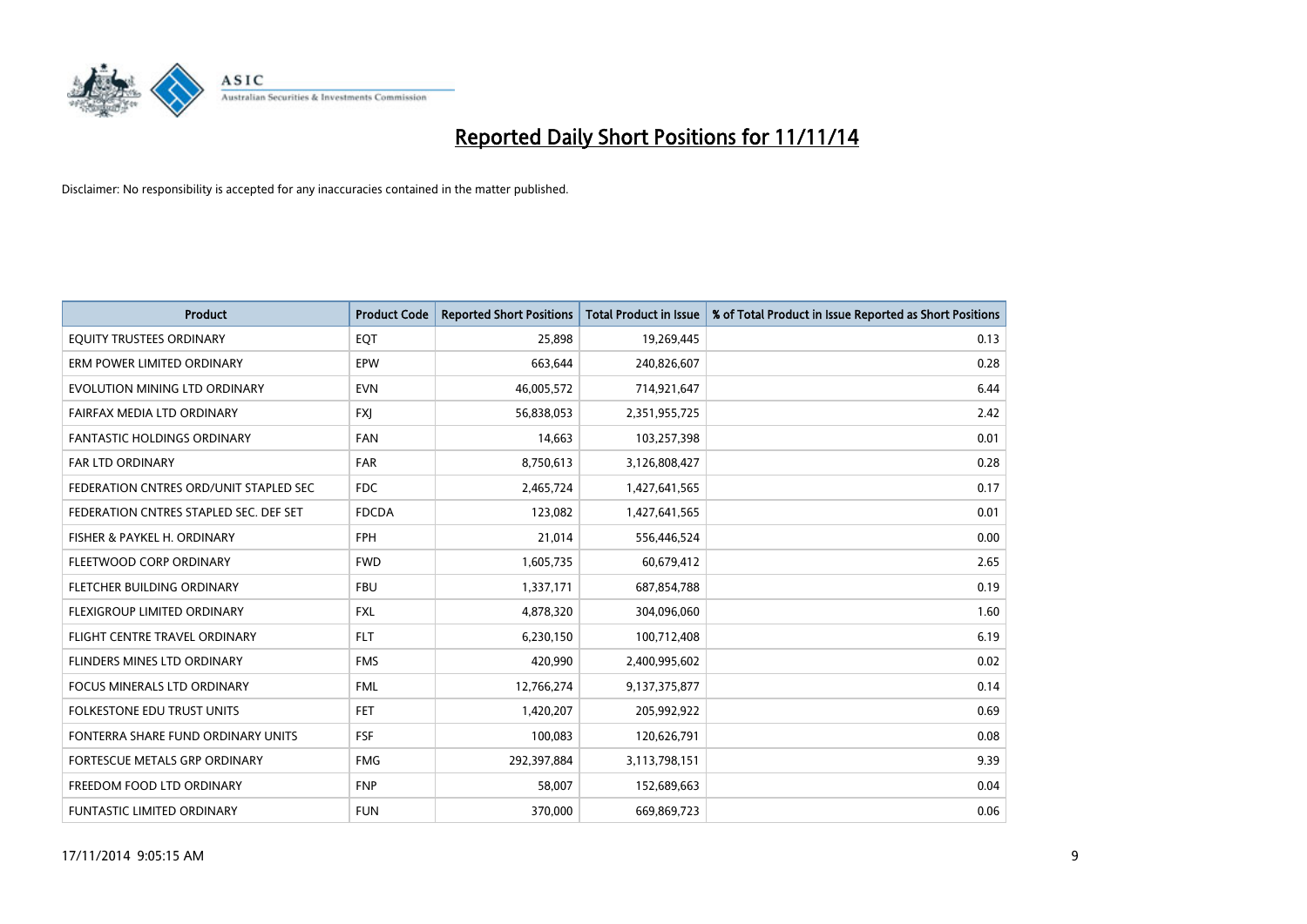# Reported Daily Short Positions for 11/11/14

Disclaimer: No responsibility is accepted for any inaccuracies contained in the matter published.

| Product | Product Code | Reported Short Positions | Total Product in Issue | % of Total Product in Issue Reported as Short Positions |
|---|---|---|---|---|
| EQUITY TRUSTEES ORDINARY | EQT | 25,898 | 19,269,445 | 0.13 |
| ERM POWER LIMITED ORDINARY | EPW | 663,644 | 240,826,607 | 0.28 |
| EVOLUTION MINING LTD ORDINARY | EVN | 46,005,572 | 714,921,647 | 6.44 |
| FAIRFAX MEDIA LTD ORDINARY | FXJ | 56,838,053 | 2,351,955,725 | 2.42 |
| FANTASTIC HOLDINGS ORDINARY | FAN | 14,663 | 103,257,398 | 0.01 |
| FAR LTD ORDINARY | FAR | 8,750,613 | 3,126,808,427 | 0.28 |
| FEDERATION CNTRES ORD/UNIT STAPLED SEC | FDC | 2,465,724 | 1,427,641,565 | 0.17 |
| FEDERATION CNTRES STAPLED SEC. DEF SET | FDCDA | 123,082 | 1,427,641,565 | 0.01 |
| FISHER & PAYKEL H. ORDINARY | FPH | 21,014 | 556,446,524 | 0.00 |
| FLEETWOOD CORP ORDINARY | FWD | 1,605,735 | 60,679,412 | 2.65 |
| FLETCHER BUILDING ORDINARY | FBU | 1,337,171 | 687,854,788 | 0.19 |
| FLEXIGROUP LIMITED ORDINARY | FXL | 4,878,320 | 304,096,060 | 1.60 |
| FLIGHT CENTRE TRAVEL ORDINARY | FLT | 6,230,150 | 100,712,408 | 6.19 |
| FLINDERS MINES LTD ORDINARY | FMS | 420,990 | 2,400,995,602 | 0.02 |
| FOCUS MINERALS LTD ORDINARY | FML | 12,766,274 | 9,137,375,877 | 0.14 |
| FOLKESTONE EDU TRUST UNITS | FET | 1,420,207 | 205,992,922 | 0.69 |
| FONTERRA SHARE FUND ORDINARY UNITS | FSF | 100,083 | 120,626,791 | 0.08 |
| FORTESCUE METALS GRP ORDINARY | FMG | 292,397,884 | 3,113,798,151 | 9.39 |
| FREEDOM FOOD LTD ORDINARY | FNP | 58,007 | 152,689,663 | 0.04 |
| FUNTASTIC LIMITED ORDINARY | FUN | 370,000 | 669,869,723 | 0.06 |

17/11/2014 9:05:15 AM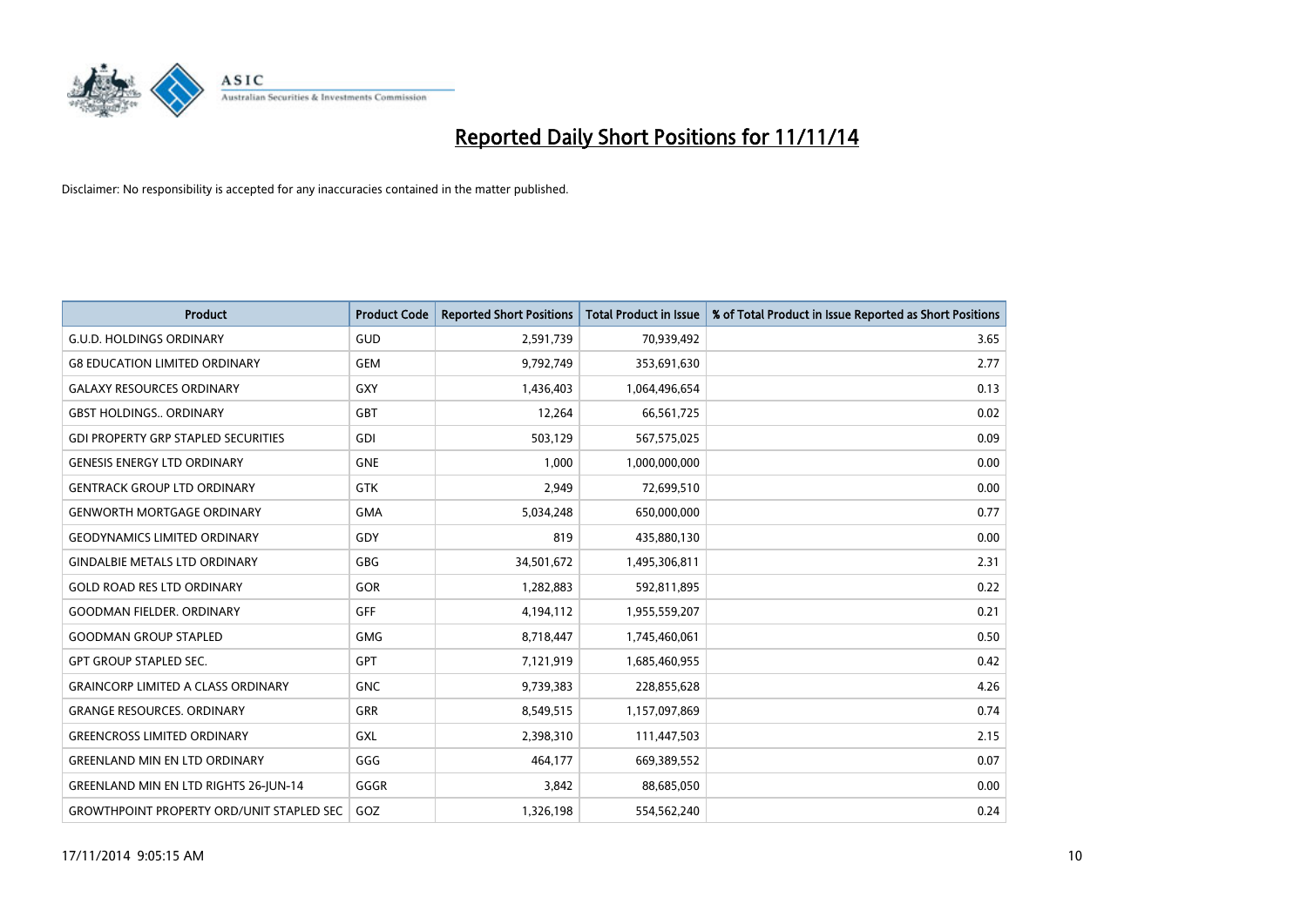# Reported Daily Short Positions for 11/11/14

Disclaimer: No responsibility is accepted for any inaccuracies contained in the matter published.

| Product | Product Code | Reported Short Positions | Total Product in Issue | % of Total Product in Issue Reported as Short Positions |
|---|---|---|---|---|
| G.U.D. HOLDINGS ORDINARY | GUD | 2,591,739 | 70,939,492 | 3.65 |
| G8 EDUCATION LIMITED ORDINARY | GEM | 9,792,749 | 353,691,630 | 2.77 |
| GALAXY RESOURCES ORDINARY | GXY | 1,436,403 | 1,064,496,654 | 0.13 |
| GBST HOLDINGS.. ORDINARY | GBT | 12,264 | 66,561,725 | 0.02 |
| GDI PROPERTY GRP STAPLED SECURITIES | GDI | 503,129 | 567,575,025 | 0.09 |
| GENESIS ENERGY LTD ORDINARY | GNE | 1,000 | 1,000,000,000 | 0.00 |
| GENTRACK GROUP LTD ORDINARY | GTK | 2,949 | 72,699,510 | 0.00 |
| GENWORTH MORTGAGE ORDINARY | GMA | 5,034,248 | 650,000,000 | 0.77 |
| GEODYNAMICS LIMITED ORDINARY | GDY | 819 | 435,880,130 | 0.00 |
| GINDALBIE METALS LTD ORDINARY | GBG | 34,501,672 | 1,495,306,811 | 2.31 |
| GOLD ROAD RES LTD ORDINARY | GOR | 1,282,883 | 592,811,895 | 0.22 |
| GOODMAN FIELDER. ORDINARY | GFF | 4,194,112 | 1,955,559,207 | 0.21 |
| GOODMAN GROUP STAPLED | GMG | 8,718,447 | 1,745,460,061 | 0.50 |
| GPT GROUP STAPLED SEC. | GPT | 7,121,919 | 1,685,460,955 | 0.42 |
| GRAINCORP LIMITED A CLASS ORDINARY | GNC | 9,739,383 | 228,855,628 | 4.26 |
| GRANGE RESOURCES. ORDINARY | GRR | 8,549,515 | 1,157,097,869 | 0.74 |
| GREENCROSS LIMITED ORDINARY | GXL | 2,398,310 | 111,447,503 | 2.15 |
| GREENLAND MIN EN LTD ORDINARY | GGG | 464,177 | 669,389,552 | 0.07 |
| GREENLAND MIN EN LTD RIGHTS 26-JUN-14 | GGGR | 3,842 | 88,685,050 | 0.00 |
| GROWTHPOINT PROPERTY ORD/UNIT STAPLED SEC | GOZ | 1,326,198 | 554,562,240 | 0.24 |

17/11/2014 9:05:15 AM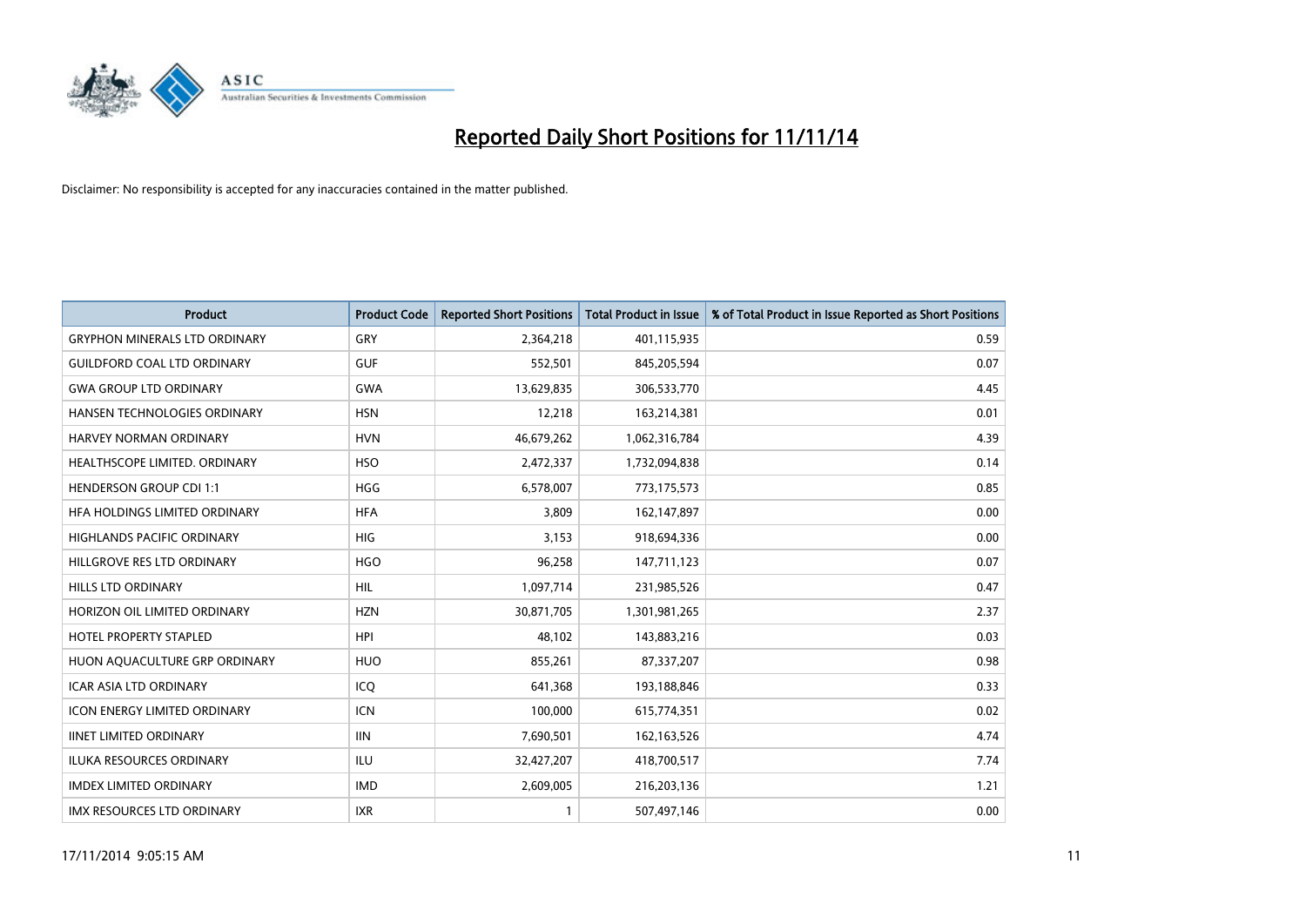# Reported Daily Short Positions for 11/11/14

Disclaimer: No responsibility is accepted for any inaccuracies contained in the matter published.

| Product | Product Code | Reported Short Positions | Total Product in Issue | % of Total Product in Issue Reported as Short Positions |
| --- | --- | --- | --- | --- |
| GRYPHON MINERALS LTD ORDINARY | GRY | 2,364,218 | 401,115,935 | 0.59 |
| GUILDFORD COAL LTD ORDINARY | GUF | 552,501 | 845,205,594 | 0.07 |
| GWA GROUP LTD ORDINARY | GWA | 13,629,835 | 306,533,770 | 4.45 |
| HANSEN TECHNOLOGIES ORDINARY | HSN | 12,218 | 163,214,381 | 0.01 |
| HARVEY NORMAN ORDINARY | HVN | 46,679,262 | 1,062,316,784 | 4.39 |
| HEALTHSCOPE LIMITED. ORDINARY | HSO | 2,472,337 | 1,732,094,838 | 0.14 |
| HENDERSON GROUP CDI 1:1 | HGG | 6,578,007 | 773,175,573 | 0.85 |
| HFA HOLDINGS LIMITED ORDINARY | HFA | 3,809 | 162,147,897 | 0.00 |
| HIGHLANDS PACIFIC ORDINARY | HIG | 3,153 | 918,694,336 | 0.00 |
| HILLGROVE RES LTD ORDINARY | HGO | 96,258 | 147,711,123 | 0.07 |
| HILLS LTD ORDINARY | HIL | 1,097,714 | 231,985,526 | 0.47 |
| HORIZON OIL LIMITED ORDINARY | HZN | 30,871,705 | 1,301,981,265 | 2.37 |
| HOTEL PROPERTY STAPLED | HPI | 48,102 | 143,883,216 | 0.03 |
| HUON AQUACULTURE GRP ORDINARY | HUO | 855,261 | 87,337,207 | 0.98 |
| ICAR ASIA LTD ORDINARY | ICQ | 641,368 | 193,188,846 | 0.33 |
| ICON ENERGY LIMITED ORDINARY | ICN | 100,000 | 615,774,351 | 0.02 |
| IINET LIMITED ORDINARY | IIN | 7,690,501 | 162,163,526 | 4.74 |
| ILUKA RESOURCES ORDINARY | ILU | 32,427,207 | 418,700,517 | 7.74 |
| IMDEX LIMITED ORDINARY | IMD | 2,609,005 | 216,203,136 | 1.21 |
| IMX RESOURCES LTD ORDINARY | IXR | 1 | 507,497,146 | 0.00 |

17/11/2014 9:05:15 AM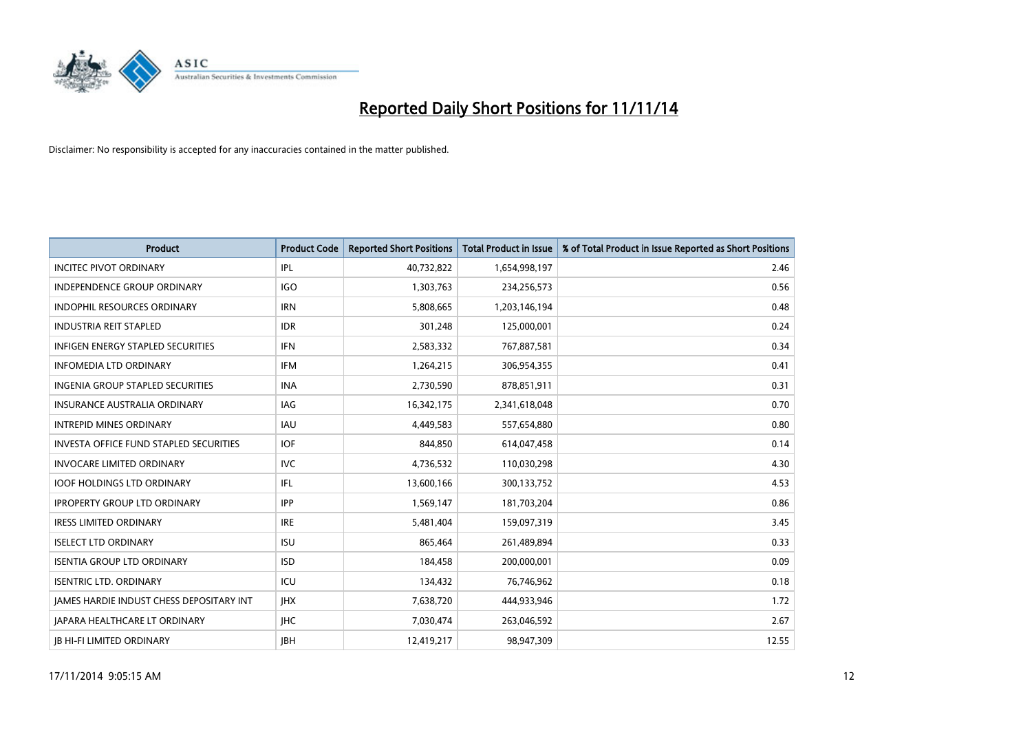# Reported Daily Short Positions for 11/11/14

Disclaimer: No responsibility is accepted for any inaccuracies contained in the matter published.

| Product | Product Code | Reported Short Positions | Total Product in Issue | % of Total Product in Issue Reported as Short Positions |
|---|---|---|---|---|
| INCITEC PIVOT ORDINARY | IPL | 40,732,822 | 1,654,998,197 | 2.46 |
| INDEPENDENCE GROUP ORDINARY | IGO | 1,303,763 | 234,256,573 | 0.56 |
| INDOPHIL RESOURCES ORDINARY | IRN | 5,808,665 | 1,203,146,194 | 0.48 |
| INDUSTRIA REIT STAPLED | IDR | 301,248 | 125,000,001 | 0.24 |
| INFIGEN ENERGY STAPLED SECURITIES | IFN | 2,583,332 | 767,887,581 | 0.34 |
| INFOMEDIA LTD ORDINARY | IFM | 1,264,215 | 306,954,355 | 0.41 |
| INGENIA GROUP STAPLED SECURITIES | INA | 2,730,590 | 878,851,911 | 0.31 |
| INSURANCE AUSTRALIA ORDINARY | IAG | 16,342,175 | 2,341,618,048 | 0.70 |
| INTREPID MINES ORDINARY | IAU | 4,449,583 | 557,654,880 | 0.80 |
| INVESTA OFFICE FUND STAPLED SECURITIES | IOF | 844,850 | 614,047,458 | 0.14 |
| INVOCARE LIMITED ORDINARY | IVC | 4,736,532 | 110,030,298 | 4.30 |
| IOOF HOLDINGS LTD ORDINARY | IFL | 13,600,166 | 300,133,752 | 4.53 |
| IPROPERTY GROUP LTD ORDINARY | IPP | 1,569,147 | 181,703,204 | 0.86 |
| IRESS LIMITED ORDINARY | IRE | 5,481,404 | 159,097,319 | 3.45 |
| ISELECT LTD ORDINARY | ISU | 865,464 | 261,489,894 | 0.33 |
| ISENTIA GROUP LTD ORDINARY | ISD | 184,458 | 200,000,001 | 0.09 |
| ISENTRIC LTD. ORDINARY | ICU | 134,432 | 76,746,962 | 0.18 |
| JAMES HARDIE INDUST CHESS DEPOSITARY INT | JHX | 7,638,720 | 444,933,946 | 1.72 |
| JAPARA HEALTHCARE LT ORDINARY | JHC | 7,030,474 | 263,046,592 | 2.67 |
| JB HI-FI LIMITED ORDINARY | JBH | 12,419,217 | 98,947,309 | 12.55 |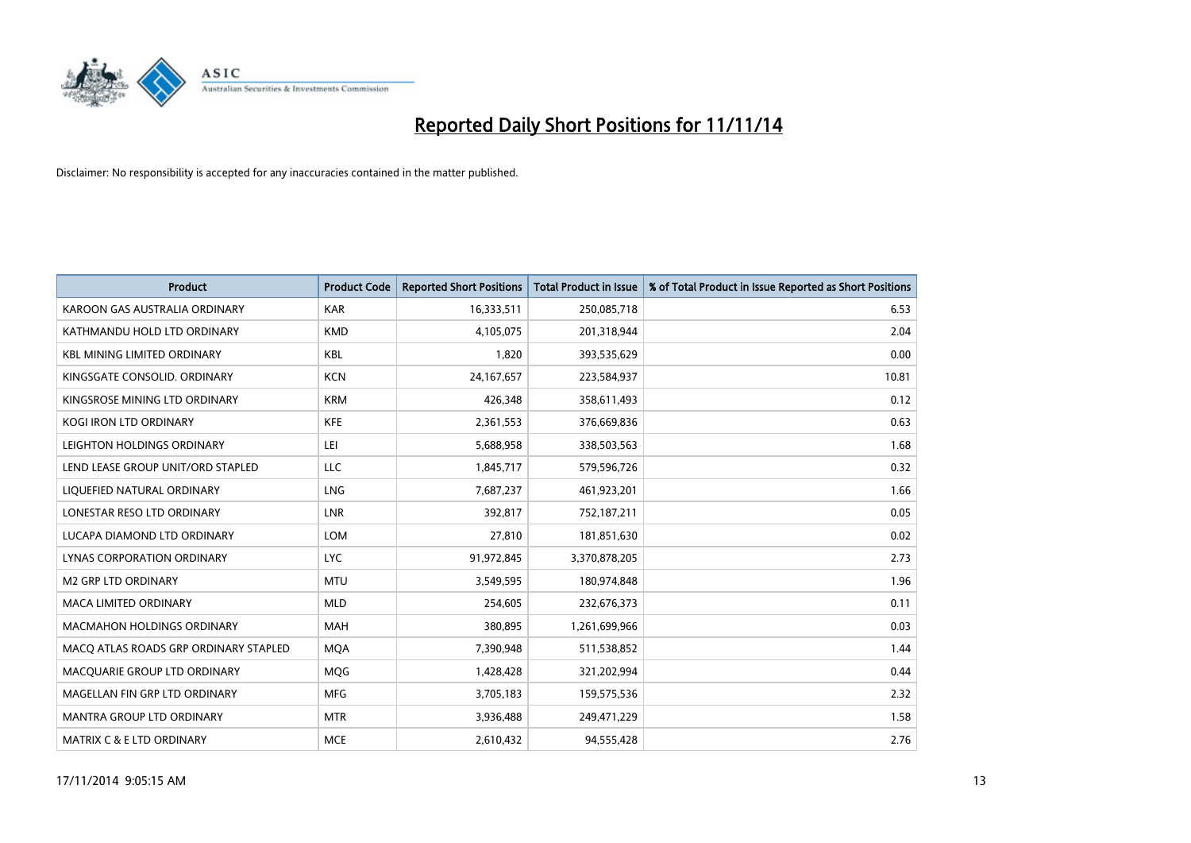# Reported Daily Short Positions for 11/11/14

Disclaimer: No responsibility is accepted for any inaccuracies contained in the matter published.

| Product | Product Code | Reported Short Positions | Total Product in Issue | % of Total Product in Issue Reported as Short Positions |
|---|---|---|---|---|
| KAROON GAS AUSTRALIA ORDINARY | KAR | 16,333,511 | 250,085,718 | 6.53 |
| KATHMANDU HOLD LTD ORDINARY | KMD | 4,105,075 | 201,318,944 | 2.04 |
| KBL MINING LIMITED ORDINARY | KBL | 1,820 | 393,535,629 | 0.00 |
| KINGSGATE CONSOLID. ORDINARY | KCN | 24,167,657 | 223,584,937 | 10.81 |
| KINGSROSE MINING LTD ORDINARY | KRM | 426,348 | 358,611,493 | 0.12 |
| KOGI IRON LTD ORDINARY | KFE | 2,361,553 | 376,669,836 | 0.63 |
| LEIGHTON HOLDINGS ORDINARY | LEI | 5,688,958 | 338,503,563 | 1.68 |
| LEND LEASE GROUP UNIT/ORD STAPLED | LLC | 1,845,717 | 579,596,726 | 0.32 |
| LIQUEFIED NATURAL ORDINARY | LNG | 7,687,237 | 461,923,201 | 1.66 |
| LONESTAR RESO LTD ORDINARY | LNR | 392,817 | 752,187,211 | 0.05 |
| LUCAPA DIAMOND LTD ORDINARY | LOM | 27,810 | 181,851,630 | 0.02 |
| LYNAS CORPORATION ORDINARY | LYC | 91,972,845 | 3,370,878,205 | 2.73 |
| M2 GRP LTD ORDINARY | MTU | 3,549,595 | 180,974,848 | 1.96 |
| MACA LIMITED ORDINARY | MLD | 254,605 | 232,676,373 | 0.11 |
| MACMAHON HOLDINGS ORDINARY | MAH | 380,895 | 1,261,699,966 | 0.03 |
| MACQ ATLAS ROADS GRP ORDINARY STAPLED | MQA | 7,390,948 | 511,538,852 | 1.44 |
| MACQUARIE GROUP LTD ORDINARY | MQG | 1,428,428 | 321,202,994 | 0.44 |
| MAGELLAN FIN GRP LTD ORDINARY | MFG | 3,705,183 | 159,575,536 | 2.32 |
| MANTRA GROUP LTD ORDINARY | MTR | 3,936,488 | 249,471,229 | 1.58 |
| MATRIX C & E LTD ORDINARY | MCE | 2,610,432 | 94,555,428 | 2.76 |

17/11/2014 9:05:15 AM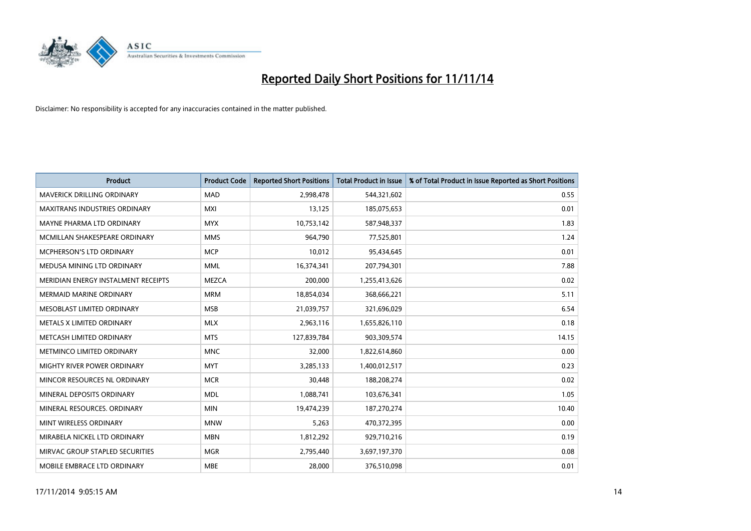# Reported Daily Short Positions for 11/11/14

Disclaimer: No responsibility is accepted for any inaccuracies contained in the matter published.

| Product | Product Code | Reported Short Positions | Total Product in Issue | % of Total Product in Issue Reported as Short Positions |
|---|---|---|---|---|
| MAVERICK DRILLING ORDINARY | MAD | 2,998,478 | 544,321,602 | 0.55 |
| MAXITRANS INDUSTRIES ORDINARY | MXI | 13,125 | 185,075,653 | 0.01 |
| MAYNE PHARMA LTD ORDINARY | MYX | 10,753,142 | 587,948,337 | 1.83 |
| MCMILLAN SHAKESPEARE ORDINARY | MMS | 964,790 | 77,525,801 | 1.24 |
| MCPHERSON'S LTD ORDINARY | MCP | 10,012 | 95,434,645 | 0.01 |
| MEDUSA MINING LTD ORDINARY | MML | 16,374,341 | 207,794,301 | 7.88 |
| MERIDIAN ENERGY INSTALMENT RECEIPTS | MEZCA | 200,000 | 1,255,413,626 | 0.02 |
| MERMAID MARINE ORDINARY | MRM | 18,854,034 | 368,666,221 | 5.11 |
| MESOBLAST LIMITED ORDINARY | MSB | 21,039,757 | 321,696,029 | 6.54 |
| METALS X LIMITED ORDINARY | MLX | 2,963,116 | 1,655,826,110 | 0.18 |
| METCASH LIMITED ORDINARY | MTS | 127,839,784 | 903,309,574 | 14.15 |
| METMINCO LIMITED ORDINARY | MNC | 32,000 | 1,822,614,860 | 0.00 |
| MIGHTY RIVER POWER ORDINARY | MYT | 3,285,133 | 1,400,012,517 | 0.23 |
| MINCOR RESOURCES NL ORDINARY | MCR | 30,448 | 188,208,274 | 0.02 |
| MINERAL DEPOSITS ORDINARY | MDL | 1,088,741 | 103,676,341 | 1.05 |
| MINERAL RESOURCES. ORDINARY | MIN | 19,474,239 | 187,270,274 | 10.40 |
| MINT WIRELESS ORDINARY | MNW | 5,263 | 470,372,395 | 0.00 |
| MIRABELA NICKEL LTD ORDINARY | MBN | 1,812,292 | 929,710,216 | 0.19 |
| MIRVAC GROUP STAPLED SECURITIES | MGR | 2,795,440 | 3,697,197,370 | 0.08 |
| MOBILE EMBRACE LTD ORDINARY | MBE | 28,000 | 376,510,098 | 0.01 |

17/11/2014 9:05:15 AM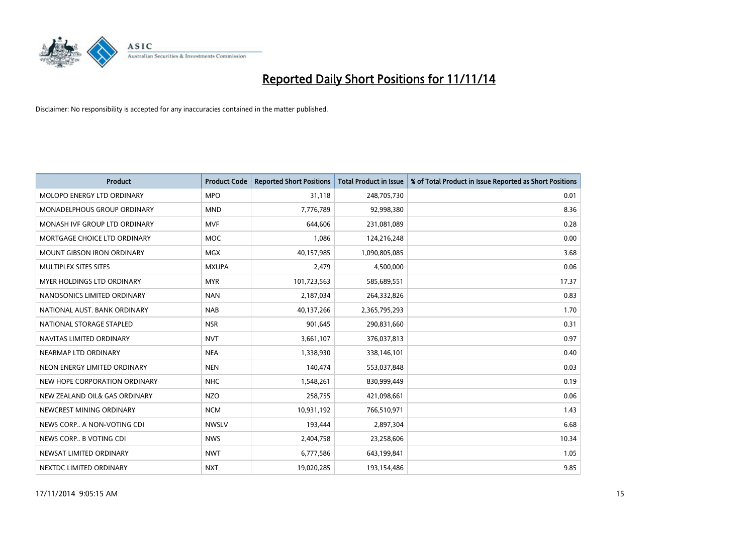# Reported Daily Short Positions for 11/11/14

Disclaimer: No responsibility is accepted for any inaccuracies contained in the matter published.

| Product | Product Code | Reported Short Positions | Total Product in Issue | % of Total Product in Issue Reported as Short Positions |
|---|---|---|---|---|
| MOLOPO ENERGY LTD ORDINARY | MPO | 31,118 | 248,705,730 | 0.01 |
| MONADELPHOUS GROUP ORDINARY | MND | 7,776,789 | 92,998,380 | 8.36 |
| MONASH IVF GROUP LTD ORDINARY | MVF | 644,606 | 231,081,089 | 0.28 |
| MORTGAGE CHOICE LTD ORDINARY | MOC | 1,086 | 124,216,248 | 0.00 |
| MOUNT GIBSON IRON ORDINARY | MGX | 40,157,985 | 1,090,805,085 | 3.68 |
| MULTIPLEX SITES SITES | MXUPA | 2,479 | 4,500,000 | 0.06 |
| MYER HOLDINGS LTD ORDINARY | MYR | 101,723,563 | 585,689,551 | 17.37 |
| NANOSONICS LIMITED ORDINARY | NAN | 2,187,034 | 264,332,826 | 0.83 |
| NATIONAL AUST. BANK ORDINARY | NAB | 40,137,266 | 2,365,795,293 | 1.70 |
| NATIONAL STORAGE STAPLED | NSR | 901,645 | 290,831,660 | 0.31 |
| NAVITAS LIMITED ORDINARY | NVT | 3,661,107 | 376,037,813 | 0.97 |
| NEARMAP LTD ORDINARY | NEA | 1,338,930 | 338,146,101 | 0.40 |
| NEON ENERGY LIMITED ORDINARY | NEN | 140,474 | 553,037,848 | 0.03 |
| NEW HOPE CORPORATION ORDINARY | NHC | 1,548,261 | 830,999,449 | 0.19 |
| NEW ZEALAND OIL& GAS ORDINARY | NZO | 258,755 | 421,098,661 | 0.06 |
| NEWCREST MINING ORDINARY | NCM | 10,931,192 | 766,510,971 | 1.43 |
| NEWS CORP.. A NON-VOTING CDI | NWSLV | 193,444 | 2,897,304 | 6.68 |
| NEWS CORP.. B VOTING CDI | NWS | 2,404,758 | 23,258,606 | 10.34 |
| NEWSAT LIMITED ORDINARY | NWT | 6,777,586 | 643,199,841 | 1.05 |
| NEXTDC LIMITED ORDINARY | NXT | 19,020,285 | 193,154,486 | 9.85 |

17/11/2014 9:05:15 AM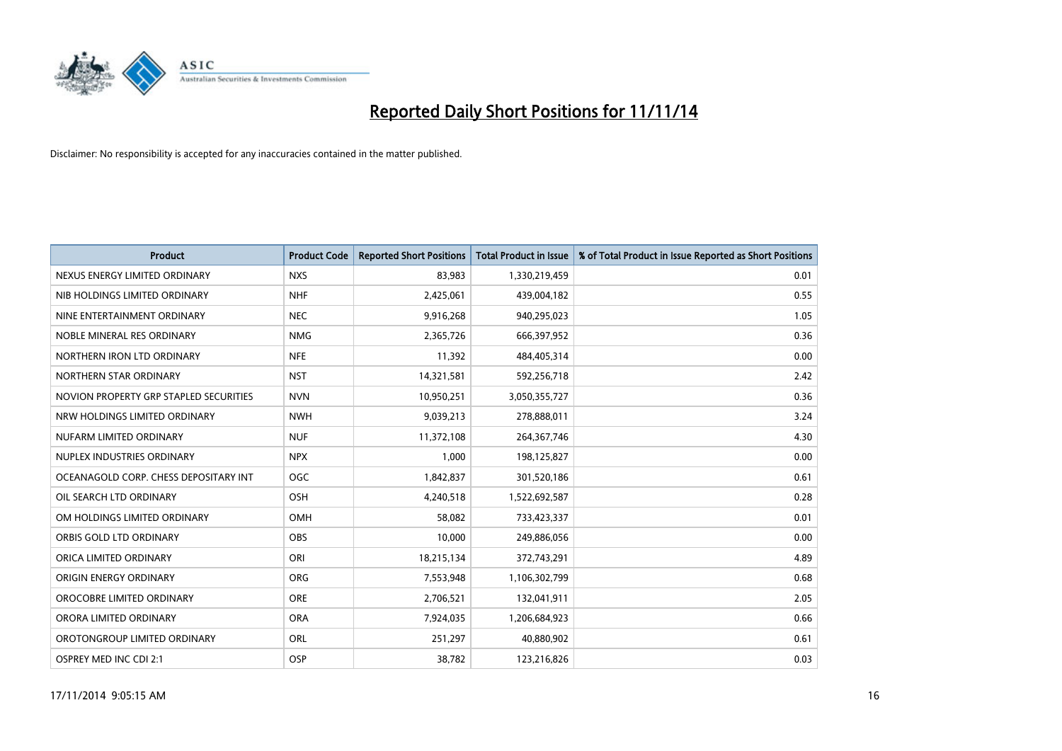# Reported Daily Short Positions for 11/11/14

Disclaimer: No responsibility is accepted for any inaccuracies contained in the matter published.

| Product | Product Code | Reported Short Positions | Total Product in Issue | % of Total Product in Issue Reported as Short Positions |
|---|---|---|---|---|
| NEXUS ENERGY LIMITED ORDINARY | NXS | 83,983 | 1,330,219,459 | 0.01 |
| NIB HOLDINGS LIMITED ORDINARY | NHF | 2,425,061 | 439,004,182 | 0.55 |
| NINE ENTERTAINMENT ORDINARY | NEC | 9,916,268 | 940,295,023 | 1.05 |
| NOBLE MINERAL RES ORDINARY | NMG | 2,365,726 | 666,397,952 | 0.36 |
| NORTHERN IRON LTD ORDINARY | NFE | 11,392 | 484,405,314 | 0.00 |
| NORTHERN STAR ORDINARY | NST | 14,321,581 | 592,256,718 | 2.42 |
| NOVION PROPERTY GRP STAPLED SECURITIES | NVN | 10,950,251 | 3,050,355,727 | 0.36 |
| NRW HOLDINGS LIMITED ORDINARY | NWH | 9,039,213 | 278,888,011 | 3.24 |
| NUFARM LIMITED ORDINARY | NUF | 11,372,108 | 264,367,746 | 4.30 |
| NUPLEX INDUSTRIES ORDINARY | NPX | 1,000 | 198,125,827 | 0.00 |
| OCEANAGOLD CORP. CHESS DEPOSITARY INT | OGC | 1,842,837 | 301,520,186 | 0.61 |
| OIL SEARCH LTD ORDINARY | OSH | 4,240,518 | 1,522,692,587 | 0.28 |
| OM HOLDINGS LIMITED ORDINARY | OMH | 58,082 | 733,423,337 | 0.01 |
| ORBIS GOLD LTD ORDINARY | OBS | 10,000 | 249,886,056 | 0.00 |
| ORICA LIMITED ORDINARY | ORI | 18,215,134 | 372,743,291 | 4.89 |
| ORIGIN ENERGY ORDINARY | ORG | 7,553,948 | 1,106,302,799 | 0.68 |
| OROCOBRE LIMITED ORDINARY | ORE | 2,706,521 | 132,041,911 | 2.05 |
| ORORA LIMITED ORDINARY | ORA | 7,924,035 | 1,206,684,923 | 0.66 |
| OROTONGROUP LIMITED ORDINARY | ORL | 251,297 | 40,880,902 | 0.61 |
| OSPREY MED INC CDI 2:1 | OSP | 38,782 | 123,216,826 | 0.03 |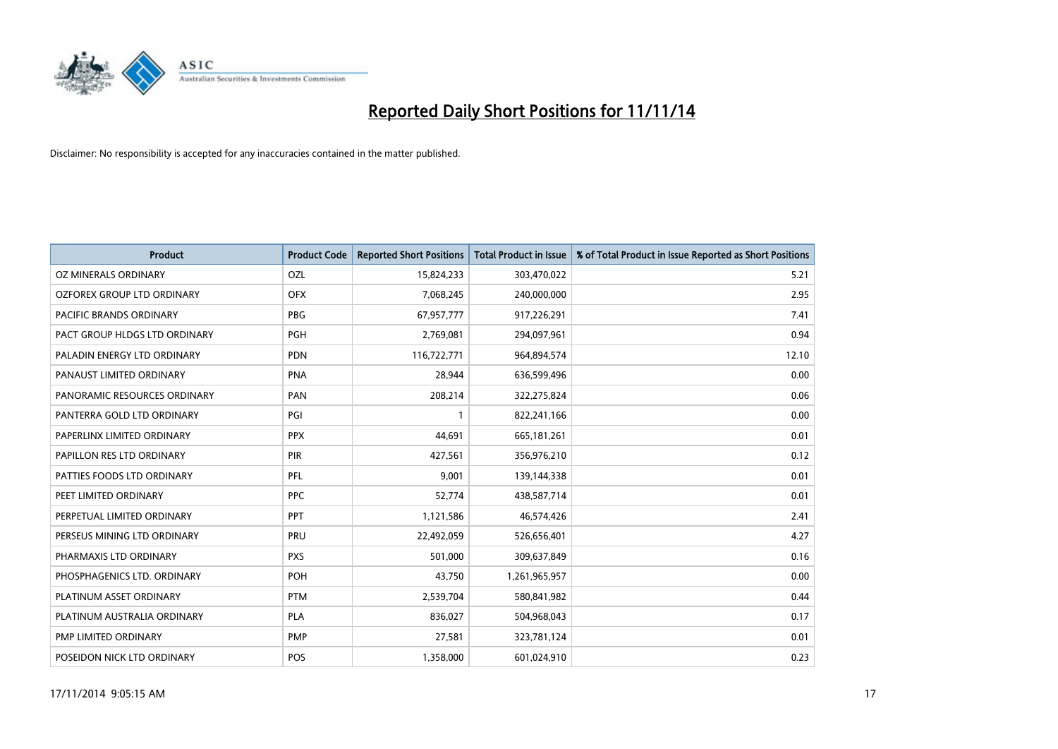# Reported Daily Short Positions for 11/11/14

Disclaimer: No responsibility is accepted for any inaccuracies contained in the matter published.

| Product | Product Code | Reported Short Positions | Total Product in Issue | % of Total Product in Issue Reported as Short Positions |
|---|---|---|---|---|
| OZ MINERALS ORDINARY | OZL | 15,824,233 | 303,470,022 | 5.21 |
| OZFOREX GROUP LTD ORDINARY | OFX | 7,068,245 | 240,000,000 | 2.95 |
| PACIFIC BRANDS ORDINARY | PBG | 67,957,777 | 917,226,291 | 7.41 |
| PACT GROUP HLDGS LTD ORDINARY | PGH | 2,769,081 | 294,097,961 | 0.94 |
| PALADIN ENERGY LTD ORDINARY | PDN | 116,722,771 | 964,894,574 | 12.10 |
| PANAUST LIMITED ORDINARY | PNA | 28,944 | 636,599,496 | 0.00 |
| PANORAMIC RESOURCES ORDINARY | PAN | 208,214 | 322,275,824 | 0.06 |
| PANTERRA GOLD LTD ORDINARY | PGI | 1 | 822,241,166 | 0.00 |
| PAPERLINX LIMITED ORDINARY | PPX | 44,691 | 665,181,261 | 0.01 |
| PAPILLON RES LTD ORDINARY | PIR | 427,561 | 356,976,210 | 0.12 |
| PATTIES FOODS LTD ORDINARY | PFL | 9,001 | 139,144,338 | 0.01 |
| PEET LIMITED ORDINARY | PPC | 52,774 | 438,587,714 | 0.01 |
| PERPETUAL LIMITED ORDINARY | PPT | 1,121,586 | 46,574,426 | 2.41 |
| PERSEUS MINING LTD ORDINARY | PRU | 22,492,059 | 526,656,401 | 4.27 |
| PHARMAXIS LTD ORDINARY | PXS | 501,000 | 309,637,849 | 0.16 |
| PHOSPHAGENICS LTD. ORDINARY | POH | 43,750 | 1,261,965,957 | 0.00 |
| PLATINUM ASSET ORDINARY | PTM | 2,539,704 | 580,841,982 | 0.44 |
| PLATINUM AUSTRALIA ORDINARY | PLA | 836,027 | 504,968,043 | 0.17 |
| PMP LIMITED ORDINARY | PMP | 27,581 | 323,781,124 | 0.01 |
| POSEIDON NICK LTD ORDINARY | POS | 1,358,000 | 601,024,910 | 0.23 |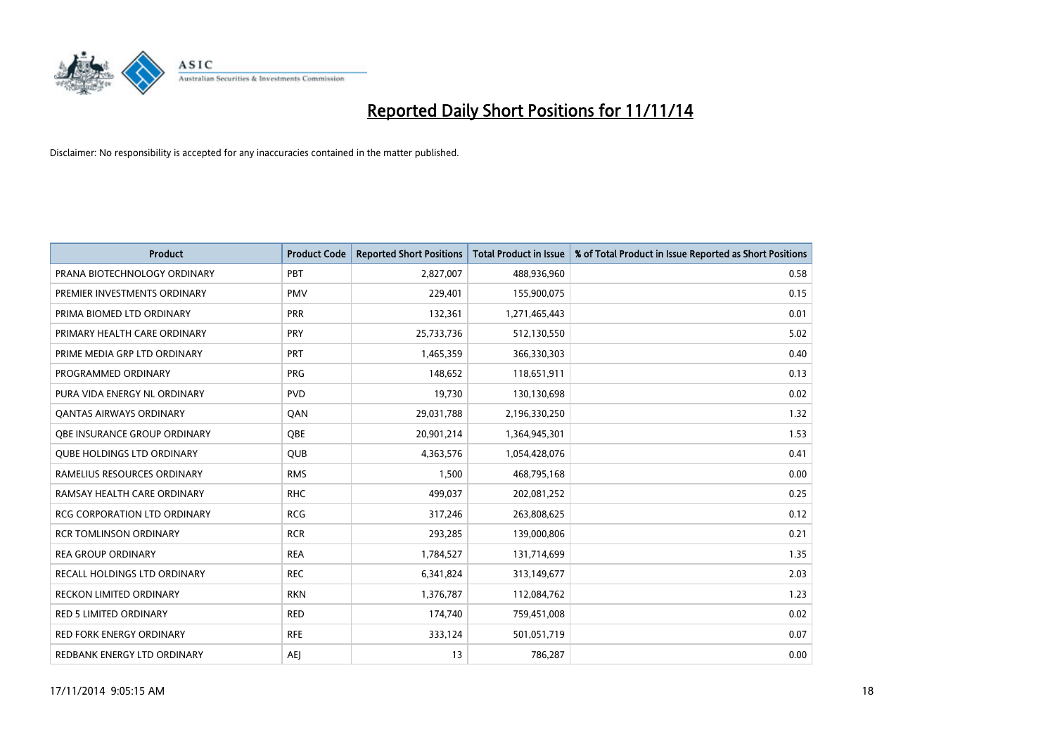# Reported Daily Short Positions for 11/11/14

Disclaimer: No responsibility is accepted for any inaccuracies contained in the matter published.

| Product | Product Code | Reported Short Positions | Total Product in Issue | % of Total Product in Issue Reported as Short Positions |
|---|---|---|---|---|
| PRANA BIOTECHNOLOGY ORDINARY | PBT | 2,827,007 | 488,936,960 | 0.58 |
| PREMIER INVESTMENTS ORDINARY | PMV | 229,401 | 155,900,075 | 0.15 |
| PRIMA BIOMED LTD ORDINARY | PRR | 132,361 | 1,271,465,443 | 0.01 |
| PRIMARY HEALTH CARE ORDINARY | PRY | 25,733,736 | 512,130,550 | 5.02 |
| PRIME MEDIA GRP LTD ORDINARY | PRT | 1,465,359 | 366,330,303 | 0.40 |
| PROGRAMMED ORDINARY | PRG | 148,652 | 118,651,911 | 0.13 |
| PURA VIDA ENERGY NL ORDINARY | PVD | 19,730 | 130,130,698 | 0.02 |
| QANTAS AIRWAYS ORDINARY | QAN | 29,031,788 | 2,196,330,250 | 1.32 |
| QBE INSURANCE GROUP ORDINARY | QBE | 20,901,214 | 1,364,945,301 | 1.53 |
| QUBE HOLDINGS LTD ORDINARY | QUB | 4,363,576 | 1,054,428,076 | 0.41 |
| RAMELIUS RESOURCES ORDINARY | RMS | 1,500 | 468,795,168 | 0.00 |
| RAMSAY HEALTH CARE ORDINARY | RHC | 499,037 | 202,081,252 | 0.25 |
| RCG CORPORATION LTD ORDINARY | RCG | 317,246 | 263,808,625 | 0.12 |
| RCR TOMLINSON ORDINARY | RCR | 293,285 | 139,000,806 | 0.21 |
| REA GROUP ORDINARY | REA | 1,784,527 | 131,714,699 | 1.35 |
| RECALL HOLDINGS LTD ORDINARY | REC | 6,341,824 | 313,149,677 | 2.03 |
| RECKON LIMITED ORDINARY | RKN | 1,376,787 | 112,084,762 | 1.23 |
| RED 5 LIMITED ORDINARY | RED | 174,740 | 759,451,008 | 0.02 |
| RED FORK ENERGY ORDINARY | RFE | 333,124 | 501,051,719 | 0.07 |
| REDBANK ENERGY LTD ORDINARY | AEJ | 13 | 786,287 | 0.00 |

17/11/2014 9:05:15 AM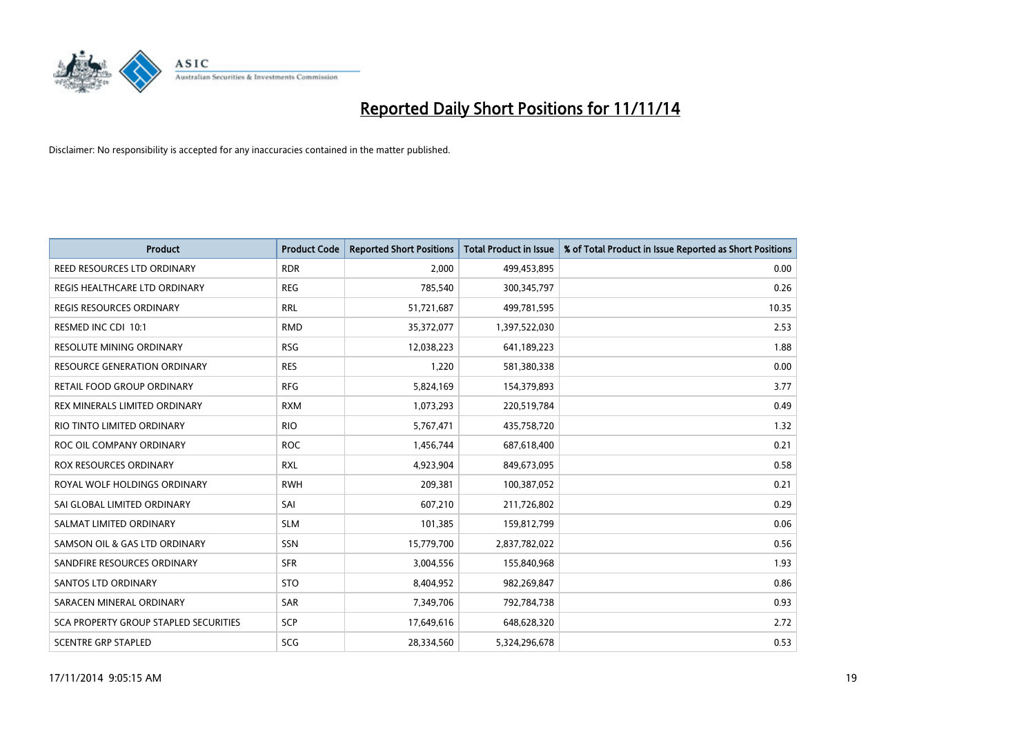# Reported Daily Short Positions for 11/11/14

Disclaimer: No responsibility is accepted for any inaccuracies contained in the matter published.

| Product | Product Code | Reported Short Positions | Total Product in Issue | % of Total Product in Issue Reported as Short Positions |
|---|---|---|---|---|
| REED RESOURCES LTD ORDINARY | RDR | 2,000 | 499,453,895 | 0.00 |
| REGIS HEALTHCARE LTD ORDINARY | REG | 785,540 | 300,345,797 | 0.26 |
| REGIS RESOURCES ORDINARY | RRL | 51,721,687 | 499,781,595 | 10.35 |
| RESMED INC CDI 10:1 | RMD | 35,372,077 | 1,397,522,030 | 2.53 |
| RESOLUTE MINING ORDINARY | RSG | 12,038,223 | 641,189,223 | 1.88 |
| RESOURCE GENERATION ORDINARY | RES | 1,220 | 581,380,338 | 0.00 |
| RETAIL FOOD GROUP ORDINARY | RFG | 5,824,169 | 154,379,893 | 3.77 |
| REX MINERALS LIMITED ORDINARY | RXM | 1,073,293 | 220,519,784 | 0.49 |
| RIO TINTO LIMITED ORDINARY | RIO | 5,767,471 | 435,758,720 | 1.32 |
| ROC OIL COMPANY ORDINARY | ROC | 1,456,744 | 687,618,400 | 0.21 |
| ROX RESOURCES ORDINARY | RXL | 4,923,904 | 849,673,095 | 0.58 |
| ROYAL WOLF HOLDINGS ORDINARY | RWH | 209,381 | 100,387,052 | 0.21 |
| SAI GLOBAL LIMITED ORDINARY | SAI | 607,210 | 211,726,802 | 0.29 |
| SALMAT LIMITED ORDINARY | SLM | 101,385 | 159,812,799 | 0.06 |
| SAMSON OIL & GAS LTD ORDINARY | SSN | 15,779,700 | 2,837,782,022 | 0.56 |
| SANDFIRE RESOURCES ORDINARY | SFR | 3,004,556 | 155,840,968 | 1.93 |
| SANTOS LTD ORDINARY | STO | 8,404,952 | 982,269,847 | 0.86 |
| SARACEN MINERAL ORDINARY | SAR | 7,349,706 | 792,784,738 | 0.93 |
| SCA PROPERTY GROUP STAPLED SECURITIES | SCP | 17,649,616 | 648,628,320 | 2.72 |
| SCENTRE GRP STAPLED | SCG | 28,334,560 | 5,324,296,678 | 0.53 |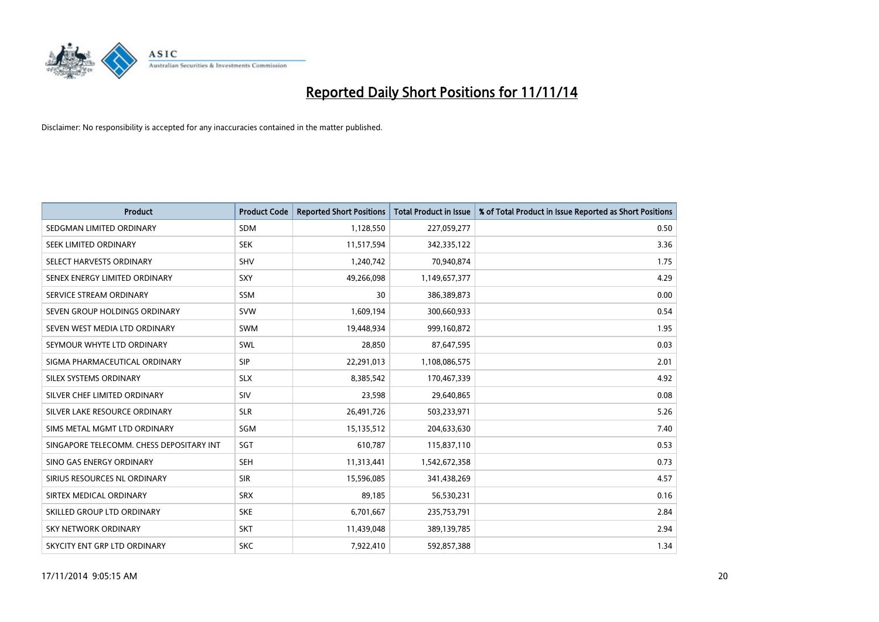# Reported Daily Short Positions for 11/11/14

Disclaimer: No responsibility is accepted for any inaccuracies contained in the matter published.

| Product | Product Code | Reported Short Positions | Total Product in Issue | % of Total Product in Issue Reported as Short Positions |
|---|---|---|---|---|
| SEDGMAN LIMITED ORDINARY | SDM | 1,128,550 | 227,059,277 | 0.50 |
| SEEK LIMITED ORDINARY | SEK | 11,517,594 | 342,335,122 | 3.36 |
| SELECT HARVESTS ORDINARY | SHV | 1,240,742 | 70,940,874 | 1.75 |
| SENEX ENERGY LIMITED ORDINARY | SXY | 49,266,098 | 1,149,657,377 | 4.29 |
| SERVICE STREAM ORDINARY | SSM | 30 | 386,389,873 | 0.00 |
| SEVEN GROUP HOLDINGS ORDINARY | SVW | 1,609,194 | 300,660,933 | 0.54 |
| SEVEN WEST MEDIA LTD ORDINARY | SWM | 19,448,934 | 999,160,872 | 1.95 |
| SEYMOUR WHYTE LTD ORDINARY | SWL | 28,850 | 87,647,595 | 0.03 |
| SIGMA PHARMACEUTICAL ORDINARY | SIP | 22,291,013 | 1,108,086,575 | 2.01 |
| SILEX SYSTEMS ORDINARY | SLX | 8,385,542 | 170,467,339 | 4.92 |
| SILVER CHEF LIMITED ORDINARY | SIV | 23,598 | 29,640,865 | 0.08 |
| SILVER LAKE RESOURCE ORDINARY | SLR | 26,491,726 | 503,233,971 | 5.26 |
| SIMS METAL MGMT LTD ORDINARY | SGM | 15,135,512 | 204,633,630 | 7.40 |
| SINGAPORE TELECOMM. CHESS DEPOSITARY INT | SGT | 610,787 | 115,837,110 | 0.53 |
| SINO GAS ENERGY ORDINARY | SEH | 11,313,441 | 1,542,672,358 | 0.73 |
| SIRIUS RESOURCES NL ORDINARY | SIR | 15,596,085 | 341,438,269 | 4.57 |
| SIRTEX MEDICAL ORDINARY | SRX | 89,185 | 56,530,231 | 0.16 |
| SKILLED GROUP LTD ORDINARY | SKE | 6,701,667 | 235,753,791 | 2.84 |
| SKY NETWORK ORDINARY | SKT | 11,439,048 | 389,139,785 | 2.94 |
| SKYCITY ENT GRP LTD ORDINARY | SKC | 7,922,410 | 592,857,388 | 1.34 |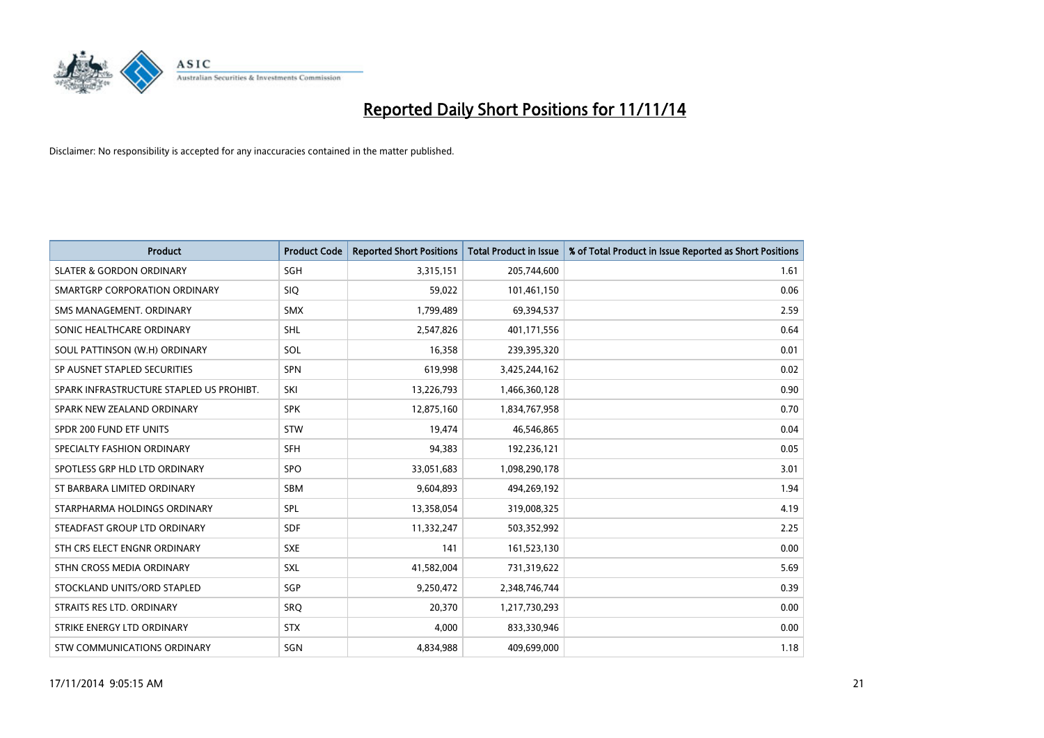# Reported Daily Short Positions for 11/11/14

Disclaimer: No responsibility is accepted for any inaccuracies contained in the matter published.

| Product | Product Code | Reported Short Positions | Total Product in Issue | % of Total Product in Issue Reported as Short Positions |
|---|---|---|---|---|
| SLATER & GORDON ORDINARY | SGH | 3,315,151 | 205,744,600 | 1.61 |
| SMARTGRP CORPORATION ORDINARY | SIQ | 59,022 | 101,461,150 | 0.06 |
| SMS MANAGEMENT. ORDINARY | SMX | 1,799,489 | 69,394,537 | 2.59 |
| SONIC HEALTHCARE ORDINARY | SHL | 2,547,826 | 401,171,556 | 0.64 |
| SOUL PATTINSON (W.H) ORDINARY | SOL | 16,358 | 239,395,320 | 0.01 |
| SP AUSNET STAPLED SECURITIES | SPN | 619,998 | 3,425,244,162 | 0.02 |
| SPARK INFRASTRUCTURE STAPLED US PROHIBT. | SKI | 13,226,793 | 1,466,360,128 | 0.90 |
| SPARK NEW ZEALAND ORDINARY | SPK | 12,875,160 | 1,834,767,958 | 0.70 |
| SPDR 200 FUND ETF UNITS | STW | 19,474 | 46,546,865 | 0.04 |
| SPECIALTY FASHION ORDINARY | SFH | 94,383 | 192,236,121 | 0.05 |
| SPOTLESS GRP HLD LTD ORDINARY | SPO | 33,051,683 | 1,098,290,178 | 3.01 |
| ST BARBARA LIMITED ORDINARY | SBM | 9,604,893 | 494,269,192 | 1.94 |
| STARPHARMA HOLDINGS ORDINARY | SPL | 13,358,054 | 319,008,325 | 4.19 |
| STEADFAST GROUP LTD ORDINARY | SDF | 11,332,247 | 503,352,992 | 2.25 |
| STH CRS ELECT ENGNR ORDINARY | SXE | 141 | 161,523,130 | 0.00 |
| STHN CROSS MEDIA ORDINARY | SXL | 41,582,004 | 731,319,622 | 5.69 |
| STOCKLAND UNITS/ORD STAPLED | SGP | 9,250,472 | 2,348,746,744 | 0.39 |
| STRAITS RES LTD. ORDINARY | SRQ | 20,370 | 1,217,730,293 | 0.00 |
| STRIKE ENERGY LTD ORDINARY | STX | 4,000 | 833,330,946 | 0.00 |
| STW COMMUNICATIONS ORDINARY | SGN | 4,834,988 | 409,699,000 | 1.18 |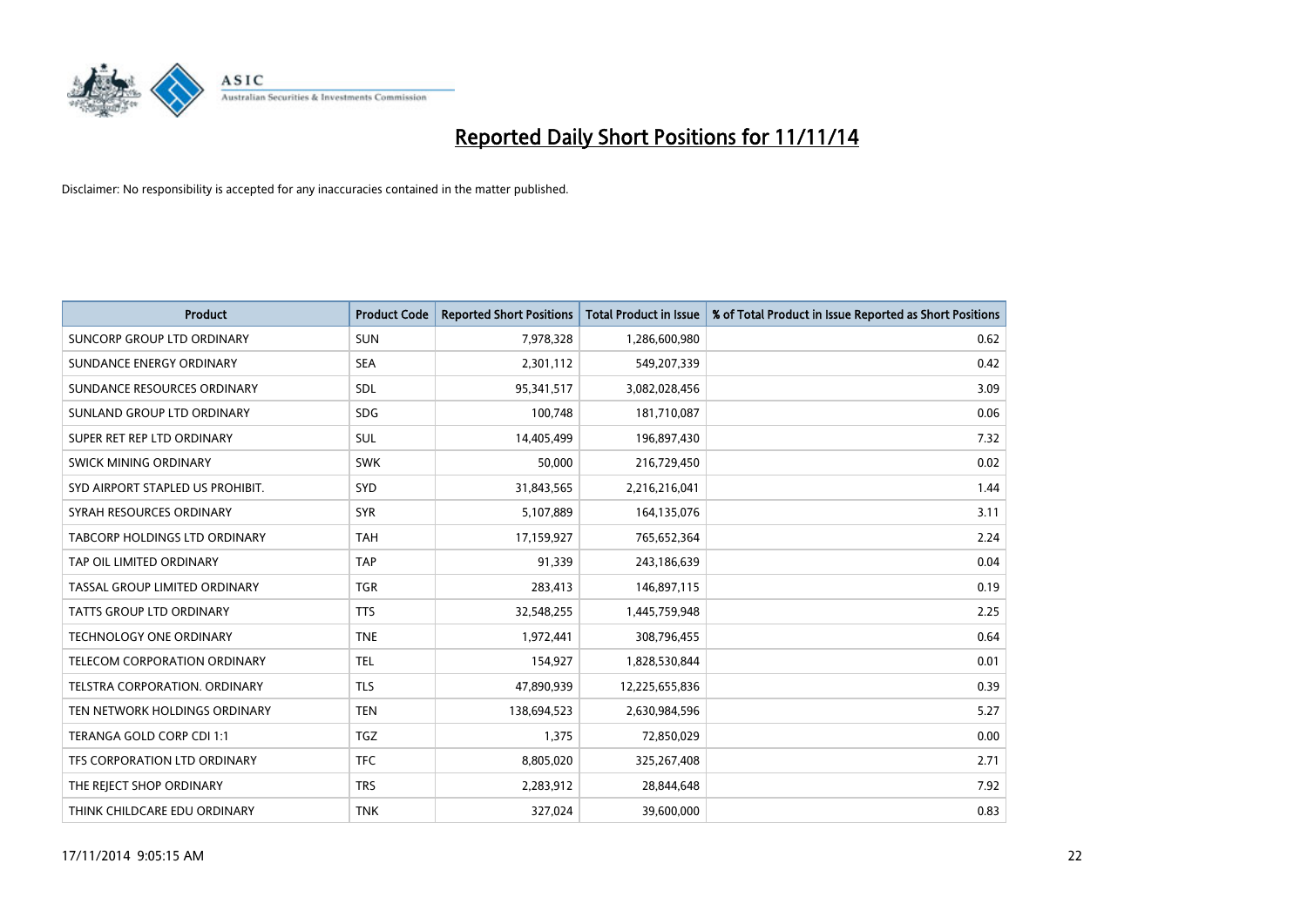# Reported Daily Short Positions for 11/11/14

Disclaimer: No responsibility is accepted for any inaccuracies contained in the matter published.

| Product | Product Code | Reported Short Positions | Total Product in Issue | % of Total Product in Issue Reported as Short Positions |
|---|---|---|---|---|
| SUNCORP GROUP LTD ORDINARY | SUN | 7,978,328 | 1,286,600,980 | 0.62 |
| SUNDANCE ENERGY ORDINARY | SEA | 2,301,112 | 549,207,339 | 0.42 |
| SUNDANCE RESOURCES ORDINARY | SDL | 95,341,517 | 3,082,028,456 | 3.09 |
| SUNLAND GROUP LTD ORDINARY | SDG | 100,748 | 181,710,087 | 0.06 |
| SUPER RET REP LTD ORDINARY | SUL | 14,405,499 | 196,897,430 | 7.32 |
| SWICK MINING ORDINARY | SWK | 50,000 | 216,729,450 | 0.02 |
| SYD AIRPORT STAPLED US PROHIBIT. | SYD | 31,843,565 | 2,216,216,041 | 1.44 |
| SYRAH RESOURCES ORDINARY | SYR | 5,107,889 | 164,135,076 | 3.11 |
| TABCORP HOLDINGS LTD ORDINARY | TAH | 17,159,927 | 765,652,364 | 2.24 |
| TAP OIL LIMITED ORDINARY | TAP | 91,339 | 243,186,639 | 0.04 |
| TASSAL GROUP LIMITED ORDINARY | TGR | 283,413 | 146,897,115 | 0.19 |
| TATTS GROUP LTD ORDINARY | TTS | 32,548,255 | 1,445,759,948 | 2.25 |
| TECHNOLOGY ONE ORDINARY | TNE | 1,972,441 | 308,796,455 | 0.64 |
| TELECOM CORPORATION ORDINARY | TEL | 154,927 | 1,828,530,844 | 0.01 |
| TELSTRA CORPORATION. ORDINARY | TLS | 47,890,939 | 12,225,655,836 | 0.39 |
| TEN NETWORK HOLDINGS ORDINARY | TEN | 138,694,523 | 2,630,984,596 | 5.27 |
| TERANGA GOLD CORP CDI 1:1 | TGZ | 1,375 | 72,850,029 | 0.00 |
| TFS CORPORATION LTD ORDINARY | TFC | 8,805,020 | 325,267,408 | 2.71 |
| THE REJECT SHOP ORDINARY | TRS | 2,283,912 | 28,844,648 | 7.92 |
| THINK CHILDCARE EDU ORDINARY | TNK | 327,024 | 39,600,000 | 0.83 |

17/11/2014 9:05:15 AM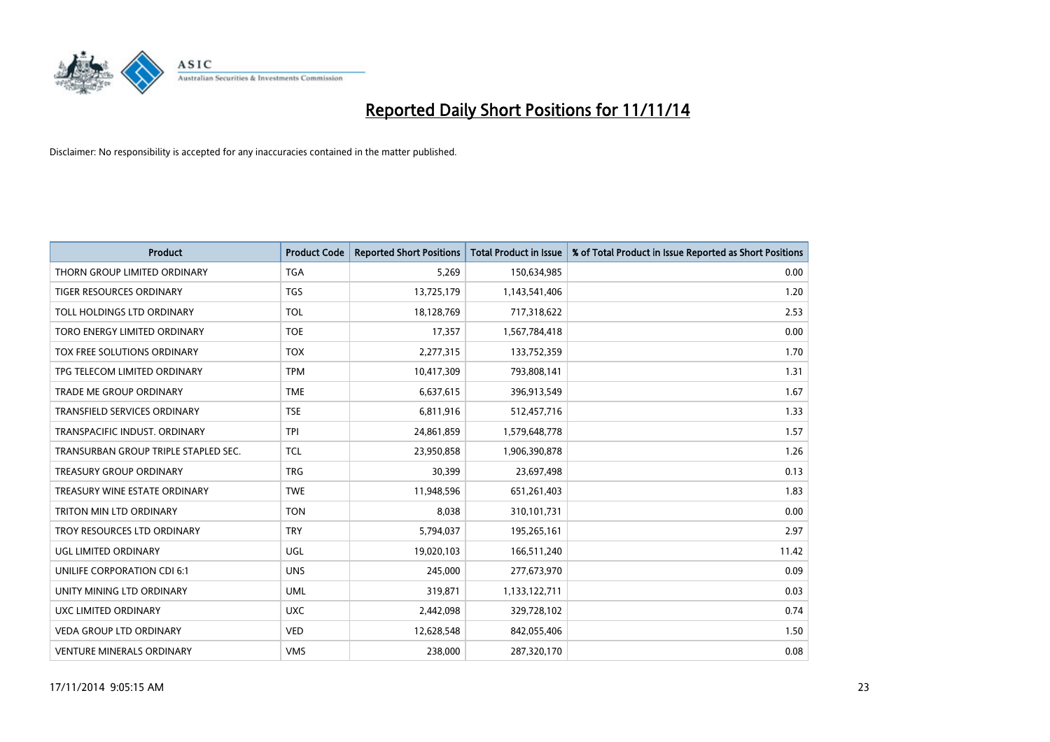# Reported Daily Short Positions for 11/11/14

Disclaimer: No responsibility is accepted for any inaccuracies contained in the matter published.

| Product | Product Code | Reported Short Positions | Total Product in Issue | % of Total Product in Issue Reported as Short Positions |
|---|---|---|---|---|
| THORN GROUP LIMITED ORDINARY | TGA | 5,269 | 150,634,985 | 0.00 |
| TIGER RESOURCES ORDINARY | TGS | 13,725,179 | 1,143,541,406 | 1.20 |
| TOLL HOLDINGS LTD ORDINARY | TOL | 18,128,769 | 717,318,622 | 2.53 |
| TORO ENERGY LIMITED ORDINARY | TOE | 17,357 | 1,567,784,418 | 0.00 |
| TOX FREE SOLUTIONS ORDINARY | TOX | 2,277,315 | 133,752,359 | 1.70 |
| TPG TELECOM LIMITED ORDINARY | TPM | 10,417,309 | 793,808,141 | 1.31 |
| TRADE ME GROUP ORDINARY | TME | 6,637,615 | 396,913,549 | 1.67 |
| TRANSFIELD SERVICES ORDINARY | TSE | 6,811,916 | 512,457,716 | 1.33 |
| TRANSPACIFIC INDUST. ORDINARY | TPI | 24,861,859 | 1,579,648,778 | 1.57 |
| TRANSURBAN GROUP TRIPLE STAPLED SEC. | TCL | 23,950,858 | 1,906,390,878 | 1.26 |
| TREASURY GROUP ORDINARY | TRG | 30,399 | 23,697,498 | 0.13 |
| TREASURY WINE ESTATE ORDINARY | TWE | 11,948,596 | 651,261,403 | 1.83 |
| TRITON MIN LTD ORDINARY | TON | 8,038 | 310,101,731 | 0.00 |
| TROY RESOURCES LTD ORDINARY | TRY | 5,794,037 | 195,265,161 | 2.97 |
| UGL LIMITED ORDINARY | UGL | 19,020,103 | 166,511,240 | 11.42 |
| UNILIFE CORPORATION CDI 6:1 | UNS | 245,000 | 277,673,970 | 0.09 |
| UNITY MINING LTD ORDINARY | UML | 319,871 | 1,133,122,711 | 0.03 |
| UXC LIMITED ORDINARY | UXC | 2,442,098 | 329,728,102 | 0.74 |
| VEDA GROUP LTD ORDINARY | VED | 12,628,548 | 842,055,406 | 1.50 |
| VENTURE MINERALS ORDINARY | VMS | 238,000 | 287,320,170 | 0.08 |

17/11/2014 9:05:15 AM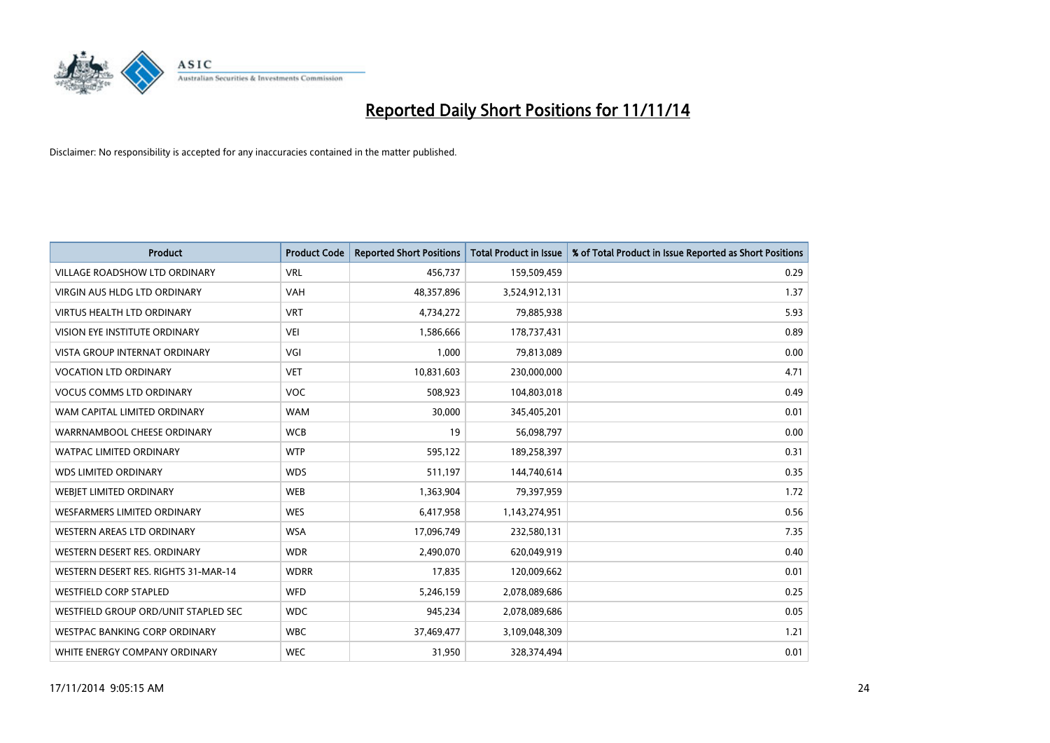# Reported Daily Short Positions for 11/11/14

Disclaimer: No responsibility is accepted for any inaccuracies contained in the matter published.

| Product | Product Code | Reported Short Positions | Total Product in Issue | % of Total Product in Issue Reported as Short Positions |
| --- | --- | --- | --- | --- |
| VILLAGE ROADSHOW LTD ORDINARY | VRL | 456,737 | 159,509,459 | 0.29 |
| VIRGIN AUS HLDG LTD ORDINARY | VAH | 48,357,896 | 3,524,912,131 | 1.37 |
| VIRTUS HEALTH LTD ORDINARY | VRT | 4,734,272 | 79,885,938 | 5.93 |
| VISION EYE INSTITUTE ORDINARY | VEI | 1,586,666 | 178,737,431 | 0.89 |
| VISTA GROUP INTERNAT ORDINARY | VGI | 1,000 | 79,813,089 | 0.00 |
| VOCATION LTD ORDINARY | VET | 10,831,603 | 230,000,000 | 4.71 |
| VOCUS COMMS LTD ORDINARY | VOC | 508,923 | 104,803,018 | 0.49 |
| WAM CAPITAL LIMITED ORDINARY | WAM | 30,000 | 345,405,201 | 0.01 |
| WARRNAMBOOL CHEESE ORDINARY | WCB | 19 | 56,098,797 | 0.00 |
| WATPAC LIMITED ORDINARY | WTP | 595,122 | 189,258,397 | 0.31 |
| WDS LIMITED ORDINARY | WDS | 511,197 | 144,740,614 | 0.35 |
| WEBJET LIMITED ORDINARY | WEB | 1,363,904 | 79,397,959 | 1.72 |
| WESFARMERS LIMITED ORDINARY | WES | 6,417,958 | 1,143,274,951 | 0.56 |
| WESTERN AREAS LTD ORDINARY | WSA | 17,096,749 | 232,580,131 | 7.35 |
| WESTERN DESERT RES. ORDINARY | WDR | 2,490,070 | 620,049,919 | 0.40 |
| WESTERN DESERT RES. RIGHTS 31-MAR-14 | WDRR | 17,835 | 120,009,662 | 0.01 |
| WESTFIELD CORP STAPLED | WFD | 5,246,159 | 2,078,089,686 | 0.25 |
| WESTFIELD GROUP ORD/UNIT STAPLED SEC | WDC | 945,234 | 2,078,089,686 | 0.05 |
| WESTPAC BANKING CORP ORDINARY | WBC | 37,469,477 | 3,109,048,309 | 1.21 |
| WHITE ENERGY COMPANY ORDINARY | WEC | 31,950 | 328,374,494 | 0.01 |

17/11/2014 9:05:15 AM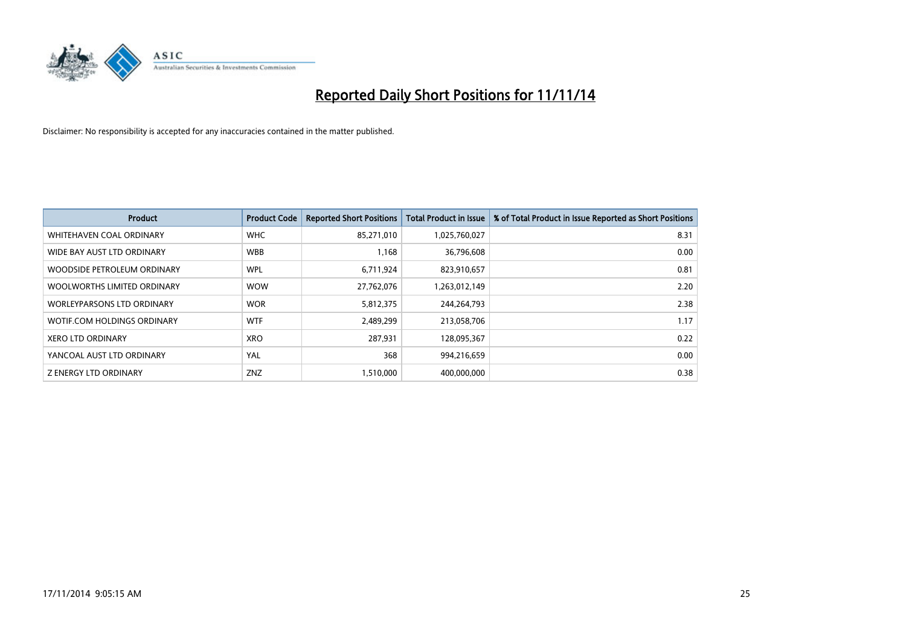# Reported Daily Short Positions for 11/11/14

Disclaimer: No responsibility is accepted for any inaccuracies contained in the matter published.

| Product | Product Code | Reported Short Positions | Total Product in Issue | % of Total Product in Issue Reported as Short Positions |
|---|---|---|---|---|
| WHITEHAVEN COAL ORDINARY | WHC | 85,271,010 | 1,025,760,027 | 8.31 |
| WIDE BAY AUST LTD ORDINARY | WBB | 1,168 | 36,796,608 | 0.00 |
| WOODSIDE PETROLEUM ORDINARY | WPL | 6,711,924 | 823,910,657 | 0.81 |
| WOOLWORTHS LIMITED ORDINARY | WOW | 27,762,076 | 1,263,012,149 | 2.20 |
| WORLEYPARSONS LTD ORDINARY | WOR | 5,812,375 | 244,264,793 | 2.38 |
| WOTIF.COM HOLDINGS ORDINARY | WTF | 2,489,299 | 213,058,706 | 1.17 |
| XERO LTD ORDINARY | XRO | 287,931 | 128,095,367 | 0.22 |
| YANCOAL AUST LTD ORDINARY | YAL | 368 | 994,216,659 | 0.00 |
| Z ENERGY LTD ORDINARY | ZNZ | 1,510,000 | 400,000,000 | 0.38 |